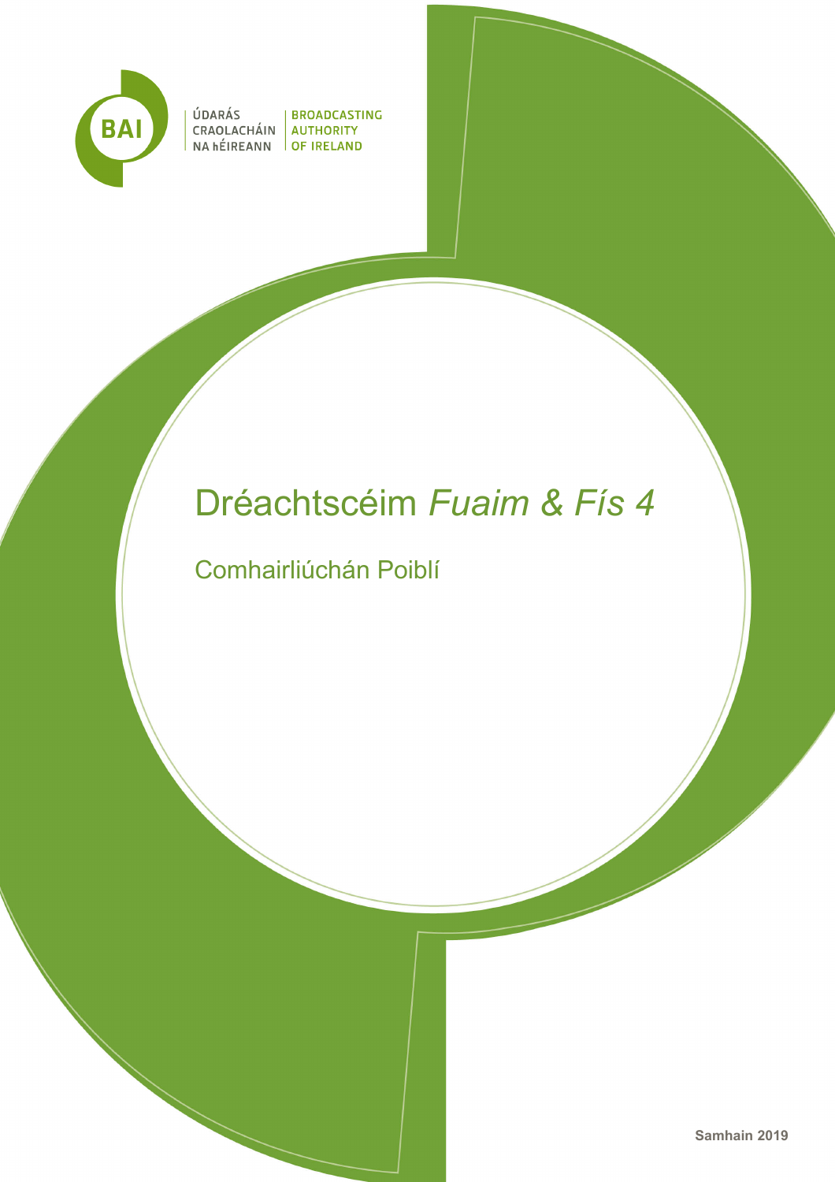ÚDARÁS CRAOLACHÁIN NA hÉIREANN | BROADCASTING AUTHORITY OF IRELAND

# Dréachtscéim *Fuaim & Fís 4*

## Comhairliúchán Poiblí

**Samhain 2019**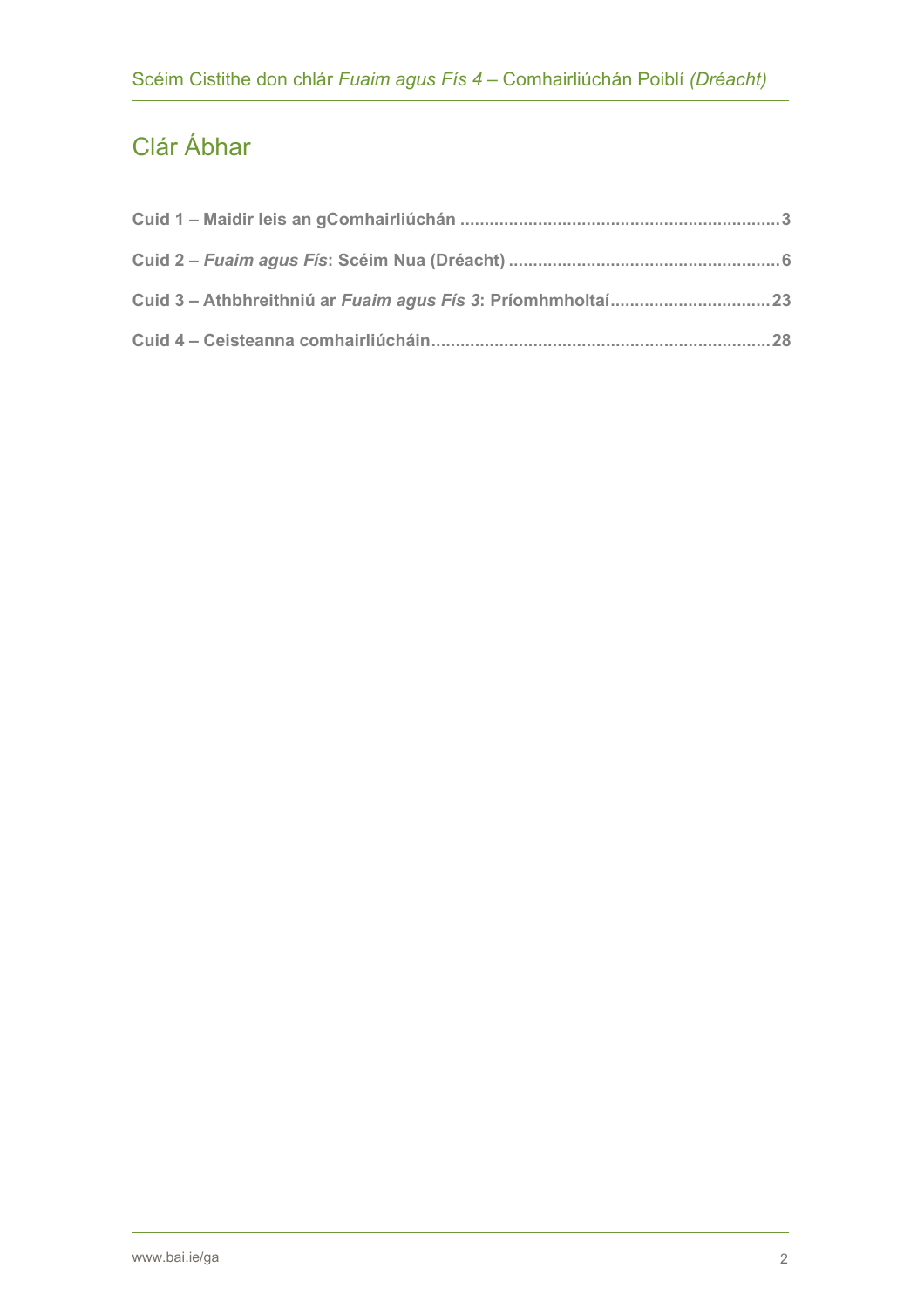# Clár Ábhar

**Cuid 1 – Maidir leis an gComhairliúchán** ........................................................................ **3**

**Cuid 2 – *Fuaim agus Fís*: Scéim Nua (Dréacht)** ........................................................... **6**

**Cuid 3 – Athbhreithniú ar *Fuaim agus Fís 3*: Príomhmholtaí** ...................................... **23**

**Cuid 4 – Ceisteanna comhairliúcháin** ............................................................................. **28**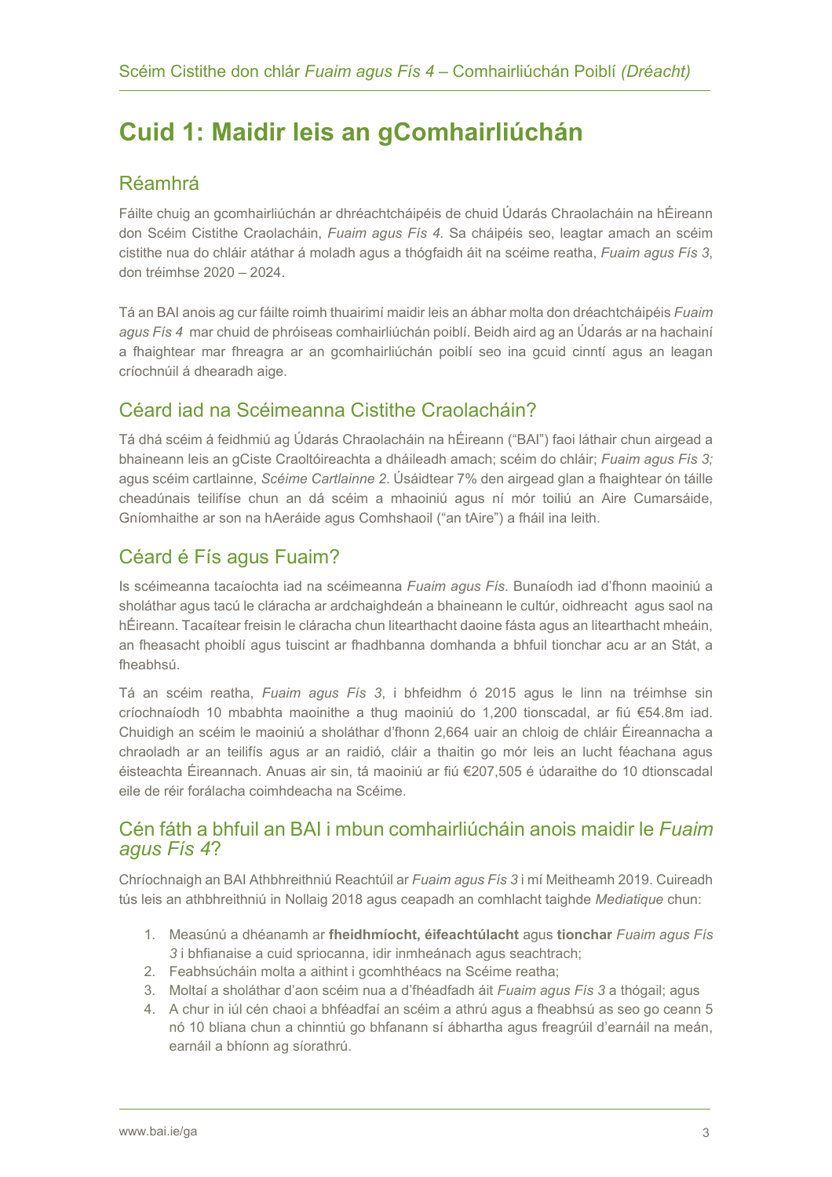# Cuid 1: Maidir leis an gComhairliúchán

## Réamhrá

Fáilte chuig an gcomhairliúchán ar dhréachtcháipéis de chuid Údarás Chraolacháin na hÉireann don Scéim Cistithe Craolacháin, *Fuaim agus Fís 4*. Sa cháipéis seo, leagtar amach an scéim cistithe nua do chláir atáthar á moladh agus a thógfaidh áit na scéime reatha, *Fuaim agus Fís 3*, don tréimhse 2020 – 2024.

Tá an BAI anois ag cur fáilte roimh thuairimí maidir leis an ábhar molta don dréachtcháipéis *Fuaim agus Fís 4* mar chuid de phróiseas comhairliúchán poiblí. Beidh aird ag an Údarás ar na hachainí a fhaightear mar fhreagra ar an gcomhairliúchán poiblí seo ina gcuid cinntí agus an leagan críochnúil á dhearadh aige.

## Céard iad na Scéimeanna Cistithe Craolacháin?

Tá dhá scéim á feidhmiú ag Údarás Chraolacháin na hÉireann ("BAI") faoi láthair chun airgead a bhaineann leis an gCiste Craoltóireachta a dháileadh amach; scéim do chláir; *Fuaim agus Fís 3;* agus scéim cartlainne, *Scéime Cartlainne 2*. Úsáidtear 7% den airgead glan a fhaightear ón táille cheadúnais teilifíse chun an dá scéim a mhaoiniú agus ní mór toiliú an Aire Cumarsáide, Gníomhaithe ar son na hAeráide agus Comhshaoil ("an tAire") a fháil ina leith.

## Céard é Fís agus Fuaim?

Is scéimeanna tacaíochta iad na scéimeanna *Fuaim agus Fís*. Bunaíodh iad d'fhonn maoiniú a sholáthar agus tacú le cláracha ar ardchaighdeán a bhaineann le cultúr, oidhreacht agus saol na hÉireann. Tacaítear freisin le cláracha chun litearthacht daoine fásta agus an litearthacht mheáin, an fheasacht phoiblí agus tuiscint ar fhadhbanna domhanda a bhfuil tionchar acu ar an Stát, a fheabhsú.

Tá an scéim reatha, *Fuaim agus Fís 3*, i bhfeidhm ó 2015 agus le linn na tréimhse sin críochnaíodh 10 mbabhta maoinithe a thug maoiniú do 1,200 tionscadal, ar fiú €54.8m iad. Chuidigh an scéim le maoiniú a sholáthar d'fhonn 2,664 uair an chloig de chláir Éireannacha a chraoladh ar an teilifís agus ar an raidió, cláir a thaitin go mór leis an lucht féachana agus éisteachta Éireannach. Anuas air sin, tá maoiniú ar fiú €207,505 é údaraithe do 10 dtionscadal eile de réir forálacha coimhdeacha na Scéime.

## Cén fáth a bhfuil an BAI i mbun comhairliúcháin anois maidir le *Fuaim agus Fís 4*?

Chríochnaigh an BAI Athbhreithniú Reachtúil ar *Fuaim agus Fís 3* i mí Meitheamh 2019. Cuireadh tús leis an athbhreithniú in Nollaig 2018 agus ceapadh an comhlacht taighde *Mediatique* chun:

1. Measúnú a dhéanamh ar **fheidhmíocht, éifeachtúlacht** agus **tionchar** *Fuaim agus Fís 3* i bhfianaise a cuid spriocanna, idir inmheánach agus seachtrach;
2. Feabhsúcháin molta a aithint i gcomhthéacs na Scéime reatha;
3. Moltaí a sholáthar d'aon scéim nua a d'fhéadfadh áit *Fuaim agus Fís 3* a thógáil; agus
4. A chur in iúl cén chaoi a bhféadfaí an scéim a athrú agus a fheabhsú as seo go ceann 5 nó 10 bliana chun a chinntiú go bhfanann sí ábhartha agus freagrúil d'earnáil na meán, earnáil a bhíonn ag síorathrú.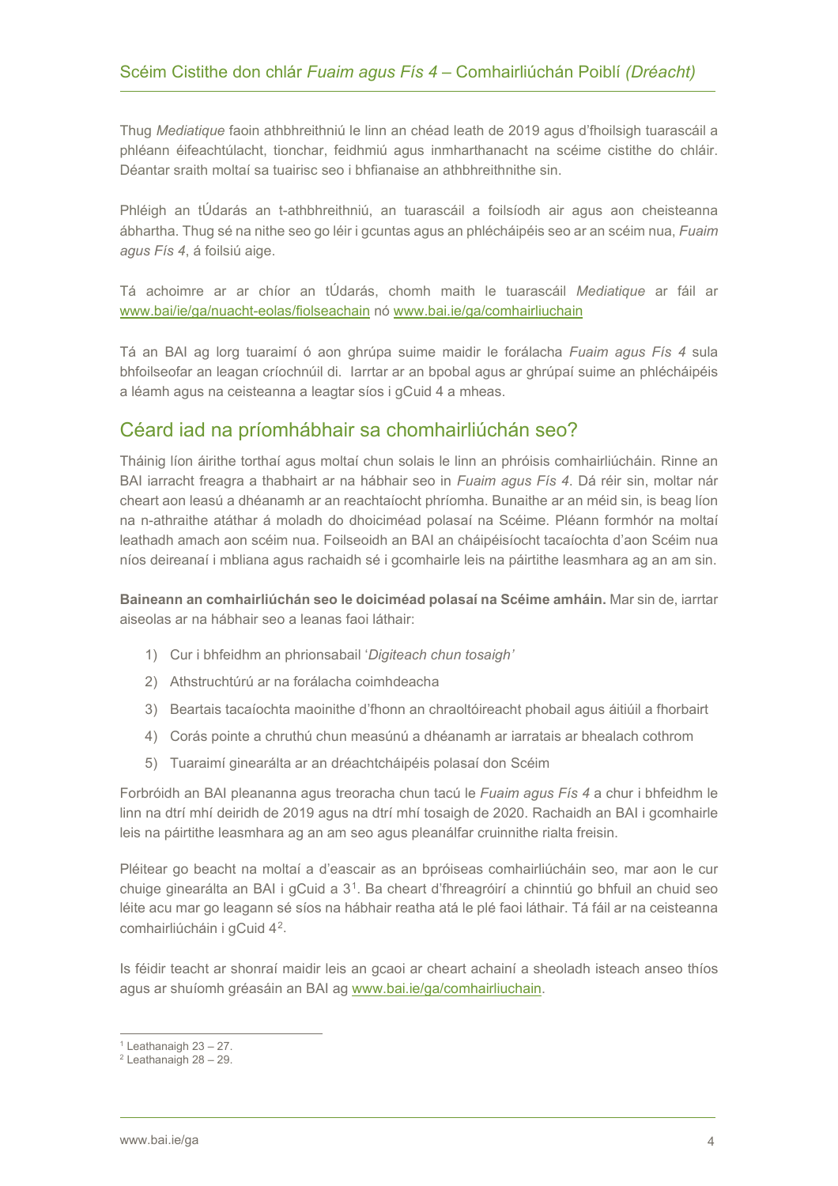Thug *Mediatique* faoin athbhreithniú le linn an chéad leath de 2019 agus d'fhoilsigh tuarascáil a phléann éifeachtúlacht, tionchar, feidhmiú agus inmharthanacht na scéime cistithe do chláir. Déantar sraith moltaí sa tuairisc seo i bhfianaise an athbhreithnithe sin.

Phléigh an tÚdarás an t-athbhreithniú, an tuarascáil a foilsíodh air agus aon cheisteanna ábhartha. Thug sé na nithe seo go léir i gcuntas agus an phléchaipéis seo ar an scéim nua, *Fuaim agus Fís 4*, á foilsiú aige.

Tá achoimre ar ar chíor an tÚdarás, chomh maith le tuarascáil *Mediatique* ar fáil ar www.bai/ie/ga/nuacht-eolas/fiolseachain nó www.bai.ie/ga/comhairliuchain

Tá an BAI ag lorg tuaraimí ó aon ghrúpa suime maidir le forálacha *Fuaim agus Fís 4* sula bhfoilseofar an leagan críochnúil di. Iarrtar ar an bpobal agus ar ghrúpaí suime an phléchaipéis a léamh agus na ceisteanna a leagtar síos i gCuid 4 a mheas.

## Céard iad na príomhábhair sa chomhairliúchán seo?

Tháinig líon áirithe torthaí agus moltaí chun solais le linn an phróisis comhairliúcháin. Rinne an BAI iarracht freagra a thabhairt ar na hábhair seo in *Fuaim agus Fís 4*. Dá réir sin, moltar nár cheart aon leasú a dhéanamh ar an reachtaíocht phríomha. Bunaithe ar an méid sin, is beag líon na n-athraithe atáthar á moladh do dhoiciméad polasaí na Scéime. Pléann formhór na moltaí leathadh amach aon scéim nua. Foilseoidh an BAI an cháipéisíocht tacaíochta d'aon Scéim nua níos deireanaí i mbliana agus rachaidh sé i gcomhairle leis na páirtithe leasmhara ag an am sin.

**Baineann an comhairliúchán seo le doiciméad polasaí na Scéime amháin.** Mar sin de, iarrtar aiseolas ar na hábhair seo a leanas faoi láthair:

1) Cur i bhfeidhm an phrionsabail '*Digiteach chun tosaigh'*
2) Athstruchtúrú ar na forálacha coimhdeacha
3) Beartais tacaíochta maoinithe d'fhonn an chraoltóireacht phobail agus áitiúil a fhorbairt
4) Corás pointe a chruthú chun measúnú a dhéanamh ar iarratais ar bhealach cothrom
5) Tuaraimí ginearálta ar an dréachtcháipéis polasaí don Scéim

Forbróidh an BAI pleananna agus treoracha chun tacú le *Fuaim agus Fís 4* a chur i bhfeidhm le linn na dtrí mhí deiridh de 2019 agus na dtrí mhí tosaigh de 2020. Rachaidh an BAI i gcomhairle leis na páirtithe leasmhara ag an am seo agus pleanálfar cruinnithe rialta freisin.

Pléitear go beacht na moltaí a d'eascair as an bpróiseas comhairliúcháin seo, mar aon le cur chuige ginearálta an BAI i gCuid a 3[1]. Ba cheart d'fhreagróirí a chinntiú go bhfuil an chuid seo léite acu mar go leagann sé síos na hábhair reatha atá le plé faoi láthair. Tá fáil ar na ceisteanna comhairliúcháin i gCuid 4[2].

Is féidir teacht ar shonraí maidir leis an gcaoi ar cheart achainí a sheoladh isteach anseo thíos agus ar shuíomh gréasáin an BAI ag www.bai.ie/ga/comhairliuchain.

[1] Leathanaigh 23 – 27.
[2] Leathanaigh 28 – 29.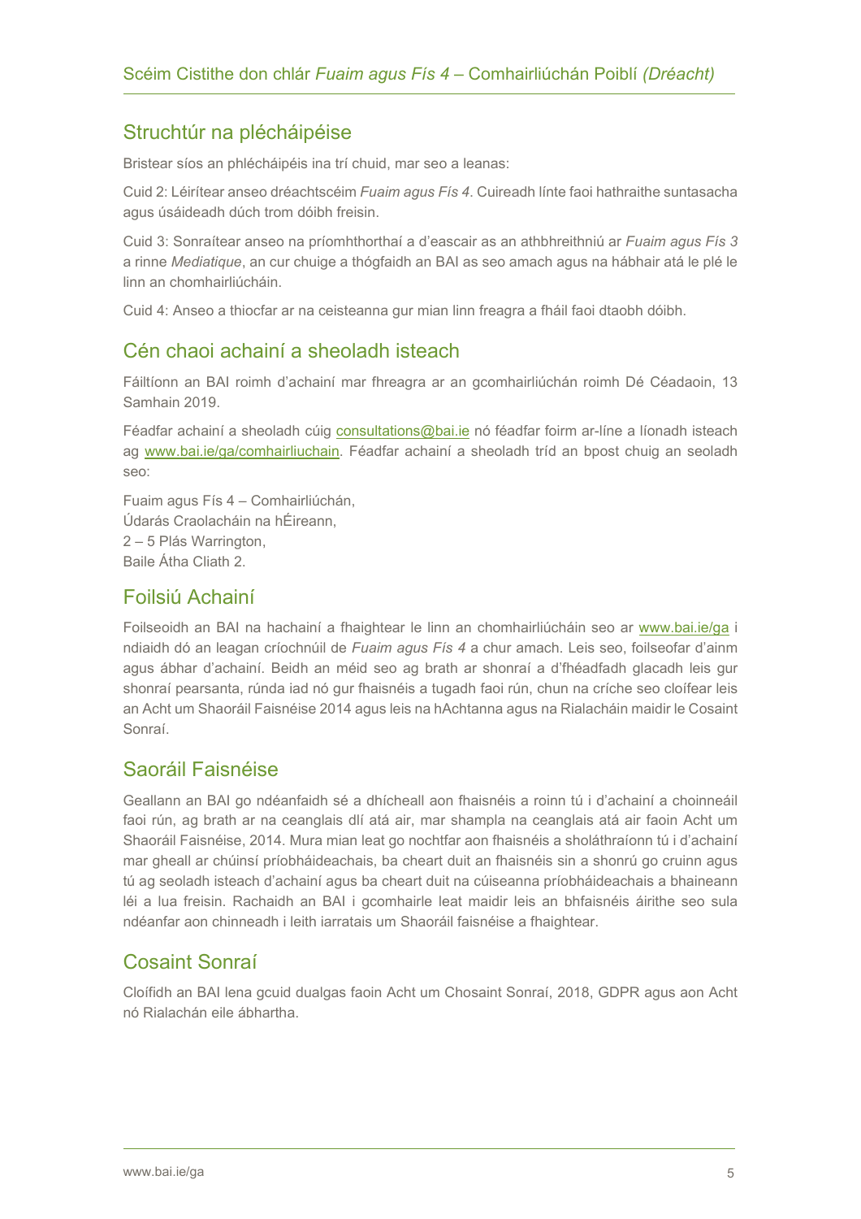## Struchtúr na plécháipéise

Bristear síos an phlécháipéis ina trí chuid, mar seo a leanas:

Cuid 2: Léirítear anseo dréachtscéim *Fuaim agus Fís 4*. Cuireadh línte faoi hathraithe suntasacha agus úsáideadh dúch trom dóibh freisin.

Cuid 3: Sonraítear anseo na príomhthorthaí a d'eascair as an athbhreithniú ar *Fuaim agus Fís 3* a rinne *Mediatique*, an cur chuige a thógfaidh an BAI as seo amach agus na hábhair atá le plé le linn an chomhairliúcháin.

Cuid 4: Anseo a thiocfar ar na ceisteanna gur mian linn freagra a fháil faoi dtaobh dóibh.

## Cén chaoi achainí a sheoladh isteach

Fáiltíonn an BAI roimh d'achainí mar fhreagra ar an gcomhairliúchán roimh Dé Céadaoin, 13 Samhain 2019.

Féadfar achainí a sheoladh cúig consultations@bai.ie nó féadfar foirm ar-líne a líonadh isteach ag www.bai.ie/ga/comhairliuchain. Féadfar achainí a sheoladh tríd an bpost chuig an seoladh seo:

Fuaim agus Fís 4 – Comhairliúchán,
Údarás Craolacháin na hÉireann,
2 – 5 Plás Warrington,
Baile Átha Cliath 2.

## Foilsiú Achainí

Foilseoidh an BAI na hachainí a fhaightear le linn an chomhairliúcháin seo ar www.bai.ie/ga i ndiaidh dó an leagan críochnúil de *Fuaim agus Fís 4* a chur amach. Leis seo, foilseofar d'ainm agus ábhar d'achainí. Beidh an méid seo ag brath ar shonraí a d'fhéadfadh glacadh leis gur shonraí pearsanta, rúnda iad nó gur fhaisnéis a tugadh faoi rún, chun na críche seo cloífear leis an Acht um Shaoráil Faisnéise 2014 agus leis na hAchtanna agus na Rialacháin maidir le Cosaint Sonraí.

## Saoráil Faisnéise

Geallann an BAI go ndéanfaidh sé a dhícheall aon fhaisnéis a roinn tú i d'achainí a choinneáil faoi rún, ag brath ar na ceanglais dlí atá air, mar shampla na ceanglais atá air faoin Acht um Shaoráil Faisnéise, 2014. Mura mian leat go nochtfar aon fhaisnéis a sholáthraíonn tú i d'achainí mar gheall ar chúinsí príobháideachais, ba cheart duit an fhaisnéis sin a shonrú go cruinn agus tú ag seoladh isteach d'achainí agus ba cheart duit na cúiseanna príobháideachais a bhaineann léi a lua freisin. Rachaidh an BAI i gcomhairle leat maidir leis an bhfaisnéis áirithe seo sula ndéanfar aon chinneadh i leith iarratais um Shaoráil faisnéise a fhaightear.

## Cosaint Sonraí

Cloífidh an BAI lena gcuid dualgas faoin Acht um Chosaint Sonraí, 2018, GDPR agus aon Acht nó Rialachán eile ábhartha.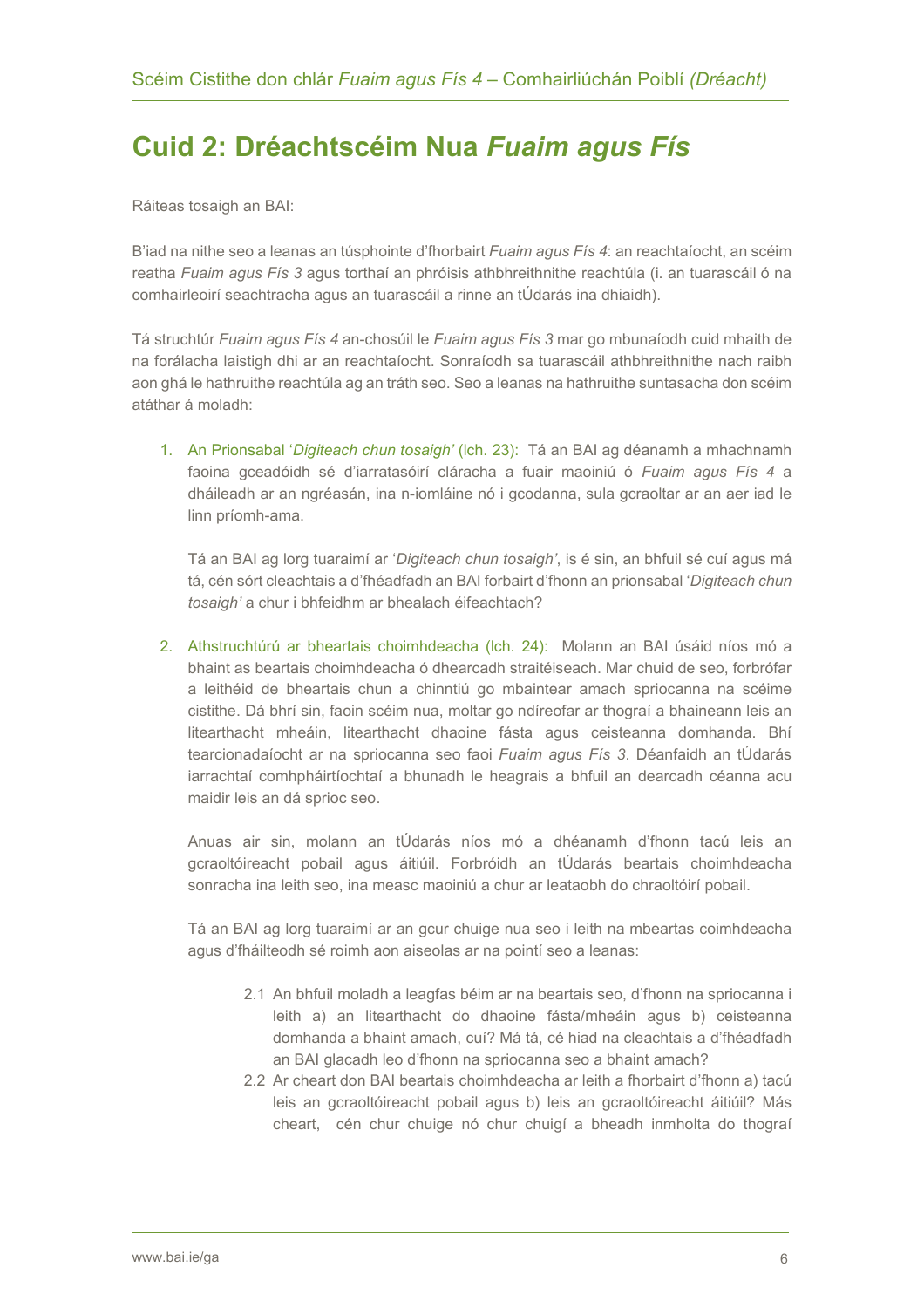# Cuid 2: Dréachtscéim Nua *Fuaim agus Fís*

Ráiteas tosaigh an BAI:

B'iad na nithe seo a leanas an túsphointe d'fhorbairt *Fuaim agus Fís 4*: an reachtaíocht, an scéim reatha *Fuaim agus Fís 3* agus torthaí an phróisis athbhreithnithe reachtúla (i. an tuarascáil ó na comhairleoirí seachtracha agus an tuarascáil a rinne an tÚdarás ina dhiaidh).

Tá struchtúr *Fuaim agus Fís 4* an-chosúil le *Fuaim agus Fís 3* mar go mbunaíodh cuid mhaith de na forálacha laistigh dhi ar an reachtaíocht. Sonraíodh sa tuarascáil athbhreithnithe nach raibh aon ghá le hathruithe reachtúla ag an tráth seo. Seo a leanas na hathruithe suntasacha don scéim atáthar á moladh:

1. An Prionsabal '*Digiteach chun tosaigh'* (lch. 23): Tá an BAI ag déanamh a mhachnamh faoina gceadóidh sé d'iarratasóirí cláracha a fuair maoiniú ó *Fuaim agus Fís 4* a dháileadh ar an ngréasán, ina n-iomláine nó i gcodanna, sula gcraoltar ar an aer iad le linn príomh-ama.

   Tá an BAI ag lorg tuaraimí ar '*Digiteach chun tosaigh'*, is é sin, an bhfuil sé cuí agus má tá, cén sórt cleachtais a d'fhéadfadh an BAI forbairt d'fhonn an prionsabal '*Digiteach chun tosaigh'* a chur i bhfeidhm ar bhealach éifeachtach?

2. Athstruchtúrú ar bheartais choimhdeacha (lch. 24): Molann an BAI úsáid níos mó a bhaint as beartais choimhdeacha ó dhearcadh straitéiseach. Mar chuid de seo, forbrófar a leithéid de bheartais chun a chinntiú go mbaintear amach spriocanna na scéime cistithe. Dá bhrí sin, faoin scéim nua, moltar go ndíreofar ar thograí a bhaineann leis an litearthacht mheáin, litearthacht dhaoine fásta agus ceisteanna domhanda. Bhí tearcionadaíocht ar na spriocanna seo faoi *Fuaim agus Fís 3*. Déanfaidh an tÚdarás iarrachtaí comhpháirtíochtaí a bhunadh le heagrais a bhfuil an dearcadh céanna acu maidir leis an dá sprioc seo.

   Anuas air sin, molann an tÚdarás níos mó a dhéanamh d'fhonn tacú leis an gcraoltóireacht pobail agus áitiúil. Forbróidh an tÚdarás beartais choimhdeacha sonracha ina leith seo, ina measc maoiniú a chur ar leataobh do chraoltóirí pobail.

   Tá an BAI ag lorg tuaraimí ar an gcur chuige nua seo i leith na mbeartas coimhdeacha agus d'fháilteodh sé roimh aon aiseolas ar na pointí seo a leanas:

   2.1 An bhfuil moladh a leagfas béim ar na beartais seo, d'fhonn na spriocanna i leith a) an litearthacht do dhaoine fásta/mheáin agus b) ceisteanna domhanda a bhaint amach, cuí? Má tá, cé hiad na cleachtais a d'fhéadfadh an BAI glacadh leo d'fhonn na spriocanna seo a bhaint amach?

   2.2 Ar cheart don BAI beartais choimhdeacha ar leith a fhorbairt d'fhonn a) tacú leis an gcraoltóireacht pobail agus b) leis an gcraoltóireacht áitiúil? Más cheart, cén chur chuige nó chur chuigí a bheadh inmholta do thograí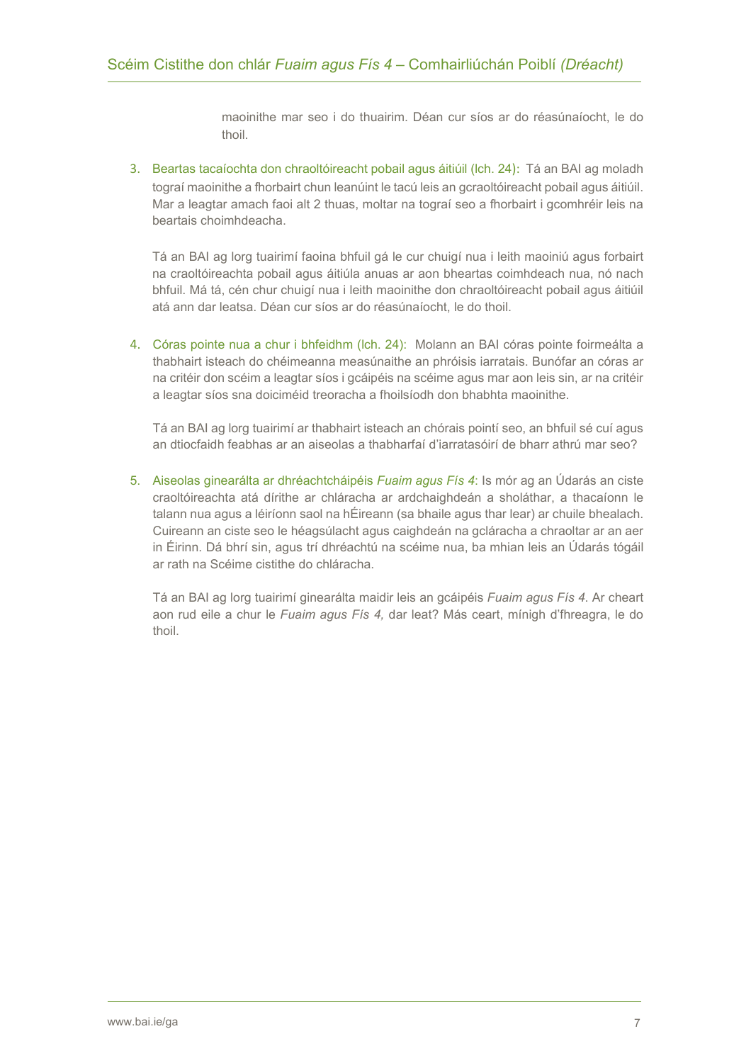maoinithe mar seo i do thuairim. Déan cur síos ar do réasúnaíocht, le do thoil.

3. Beartas tacaíochta don chraoltóireacht pobail agus áitiúil (lch. 24): Tá an BAI ag moladh tograí maoinithe a fhorbairt chun leanúint le tacú leis an gcraoltóireacht pobail agus áitiúil. Mar a leagtar amach faoi alt 2 thuas, moltar na tograí seo a fhorbairt i gcomhréir leis na beartais choimhdeacha.

   Tá an BAI ag lorg tuairimí faoina bhfuil gá le cur chuigí nua i leith maoiniú agus forbairt na craoltóireachta pobail agus áitiúla anuas ar aon bheartas coimhdeach nua, nó nach bhfuil. Má tá, cén chur chuigí nua i leith maoinithe don chraoltóireacht pobail agus áitiúil atá ann dar leatsa. Déan cur síos ar do réasúnaíocht, le do thoil.

4. Córas pointe nua a chur i bhfeidhm (lch. 24): Molann an BAI córas pointe foirmeálta a thabhairt isteach do chéimeanna measúnaithe an phróisis iarratais. Bunófar an córas ar na critéir don scéim a leagtar síos i gcáipéis na scéime agus mar aon leis sin, ar na critéir a leagtar síos sna doiciméid treoracha a fhoilsíodh don bhabhta maoinithe.

   Tá an BAI ag lorg tuairimí ar thabhairt isteach an chórais pointí seo, an bhfuil sé cuí agus an dtiocfaidh feabhas ar an aiseolas a thabharfaí d'iarratasóirí de bharr athrú mar seo?

5. Aiseolas ginearálta ar dhréachtcháipéis *Fuaim agus Fís 4*: Is mór ag an Údarás an ciste craoltóireachta atá dírithe ar chláracha ar ardchaighdeán a sholáthar, a thacaíonn le talann nua agus a léiríonn saol na hÉireann (sa bhaile agus thar lear) ar chuile bhealach. Cuireann an ciste seo le héagsúlacht agus caighdeán na gcláracha a chraoltar ar an aer in Éirinn. Dá bhrí sin, agus trí dhréachtú na scéime nua, ba mhian leis an Údarás tógáil ar rath na Scéime cistithe do chláracha.

   Tá an BAI ag lorg tuairimí ginearálta maidir leis an gcáipéis *Fuaim agus Fís 4*. Ar cheart aon rud eile a chur le *Fuaim agus Fís 4,* dar leat? Más ceart, mínigh d'fhreagra, le do thoil.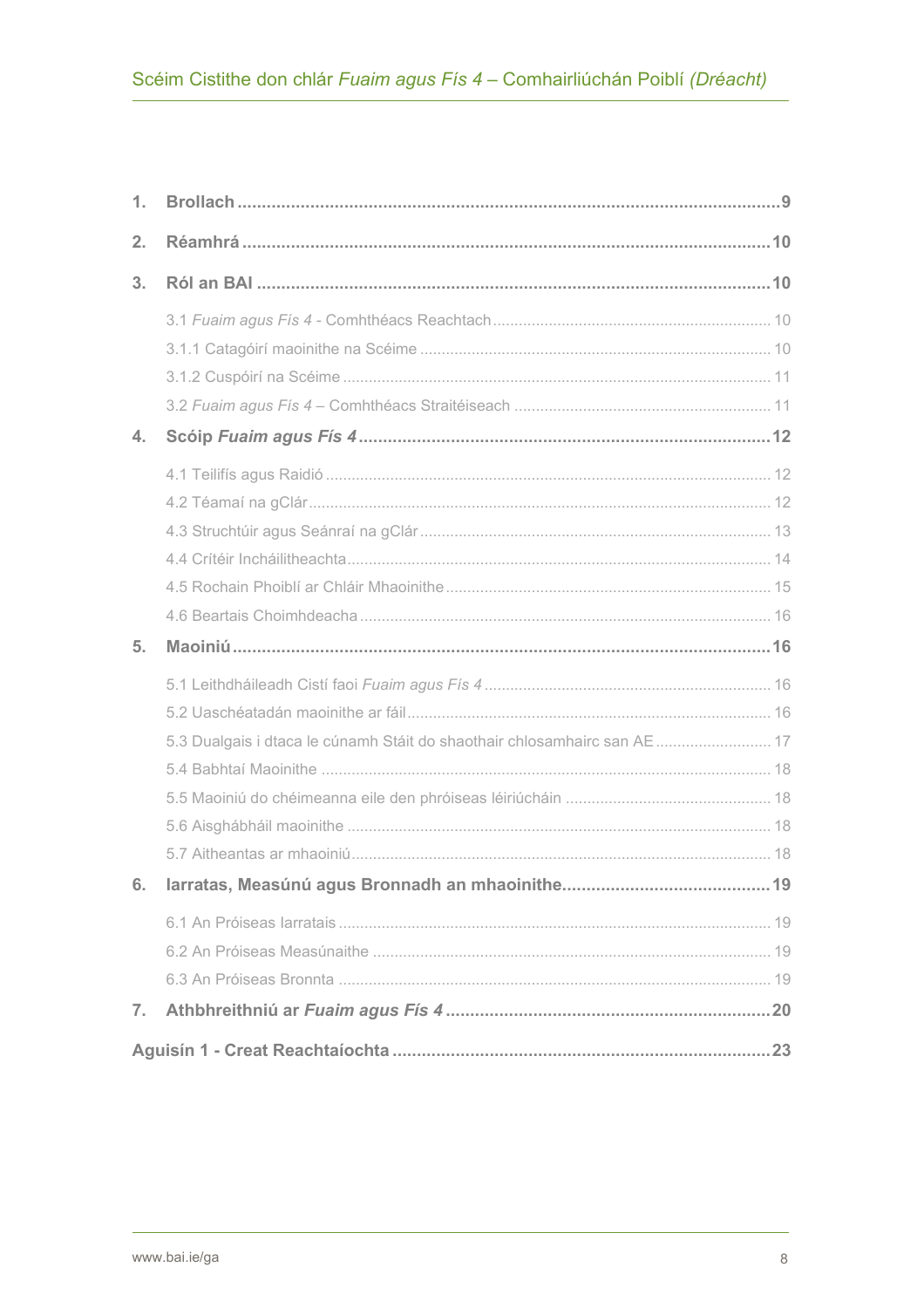**1. Brollach** .......... 9

**2. Réamhrá** .......... 10

**3. Ról an BAI** .......... 10

3.1 *Fuaim agus Fís 4* - Comhthéacs Reachtach .......... 10

3.1.1 Catagóirí maoinithe na Scéime .......... 10

3.1.2 Cuspóirí na Scéime .......... 11

3.2 *Fuaim agus Fís 4* – Comhthéacs Straitéiseach .......... 11

**4. Scóip *Fuaim agus Fís 4*** .......... 12

4.1 Teilifís agus Raidió .......... 12

4.2 Téamaí na gClár .......... 12

4.3 Struchtúir agus Seánraí na gClár .......... 13

4.4 Critéir Incháilitheachta .......... 14

4.5 Rochain Phoiblí ar Chláir Mhaoinithe .......... 15

4.6 Beartais Choimhdeacha .......... 16

**5. Maoiniú** .......... 16

5.1 Leithdháileadh Cistí faoi *Fuaim agus Fís 4* .......... 16

5.2 Uaschéatadán maoinithe ar fáil .......... 16

5.3 Dualgais i dtaca le cúnamh Stáit do shaothair chlosamhairc san AE .......... 17

5.4 Babhtaí Maoinithe .......... 18

5.5 Maoiniú do chéimeanna eile den phróiseas léiriúcháin .......... 18

5.6 Aisghábháil maoinithe .......... 18

5.7 Aitheantas ar mhaoiniú .......... 18

**6. Iarratas, Measúnú agus Bronnadh an mhaoinithe** .......... 19

6.1 An Próiseas Iarratais .......... 19

6.2 An Próiseas Measúnaithe .......... 19

6.3 An Próiseas Bronnta .......... 19

**7. Athbhreithniú ar *Fuaim agus Fís 4*** .......... 20

**Aguisín 1 - Creat Reachtaíochta** .......... 23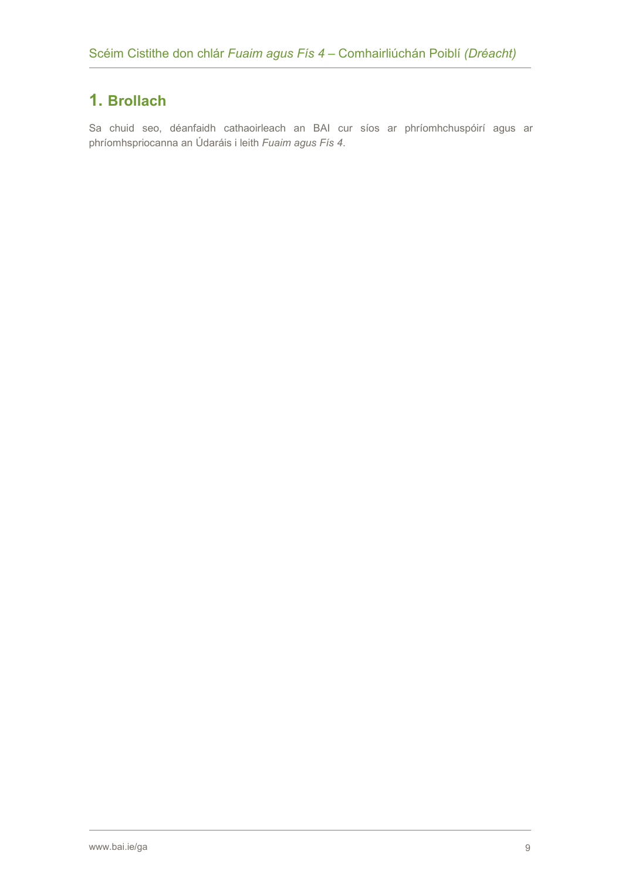# 1. Brollach

Sa chuid seo, déanfaidh cathaoirleach an BAI cur síos ar phríomhchuspóirí agus ar phríomhspriocanna an Údaráis i leith *Fuaim agus Fís 4*.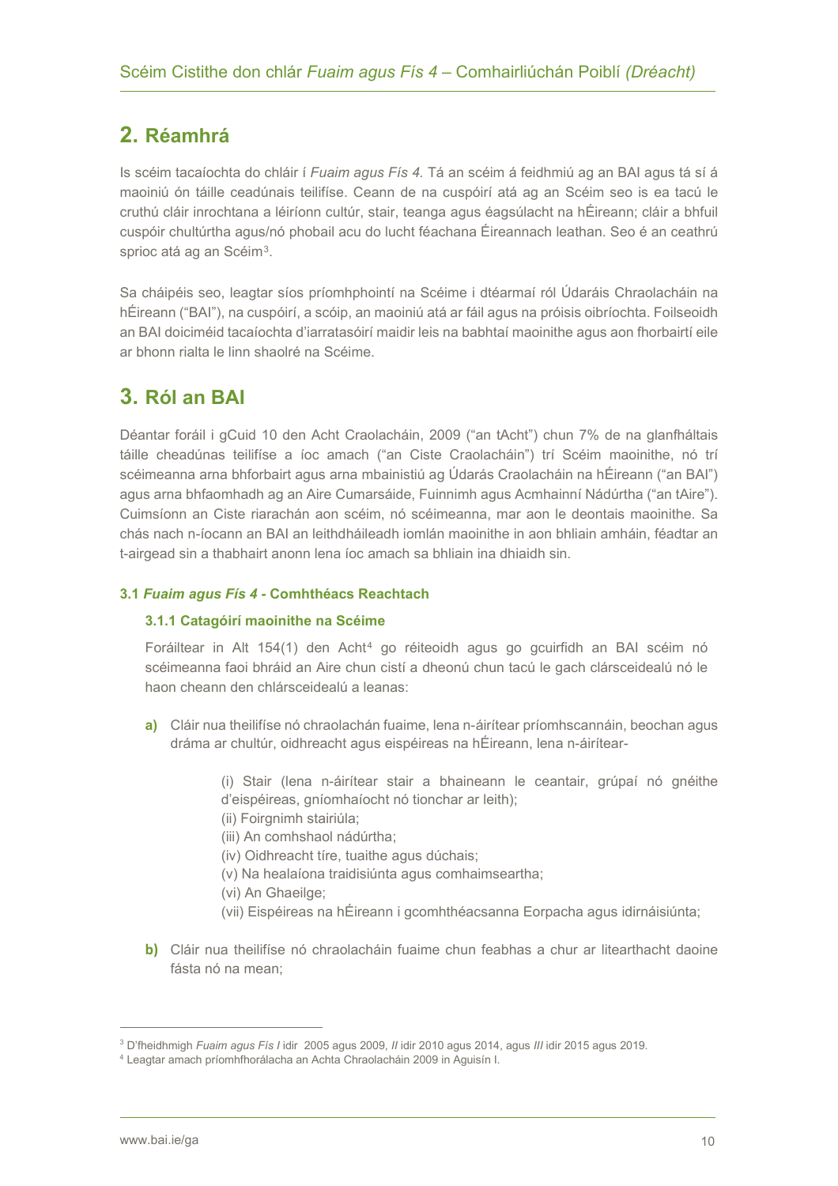## 2. Réamhrá

Is scéim tacaíochta do chláir í *Fuaim agus Fís 4*. Tá an scéim á feidhmiú ag an BAI agus tá sí á maoiniú ón táille ceadúnais teilifíse. Ceann de na cuspóirí atá ag an Scéim seo is ea tacú le cruthú cláir inrochtana a léiríonn cultúr, stair, teanga agus éagsúlacht na hÉireann; cláir a bhfuil cuspóir chultúrtha agus/nó phobail acu do lucht féachana Éireannach leathan. Seo é an ceathrú sprioc atá ag an Scéim[3].

Sa cháipéis seo, leagtar síos príomhphointí na Scéime i dtéarmaí ról Údaráis Chraolacháin na hÉireann ("BAI"), na cuspóirí, a scóip, an maoiniú atá ar fáil agus na próisis oibríochta. Foilseoidh an BAI doiciméid tacaíochta d'iarratasóirí maidir leis na babhtaí maoinithe agus aon fhorbairtí eile ar bhonn rialta le linn shaolré na Scéime.

## 3. Ról an BAI

Déantar foráil i gCuid 10 den Acht Craolacháin, 2009 ("an tAcht") chun 7% de na glanfháltais táille cheadúnas teilifíse a íoc amach ("an Ciste Craolacháin") trí Scéim maoinithe, nó trí scéimeanna arna bhforbairt agus arna mbainistiú ag Údarás Craolacháin na hÉireann ("an BAI") agus arna bhfaomhadh ag an Aire Cumarsáide, Fuinnimh agus Acmhainní Nádúrtha ("an tAire"). Cuimsíonn an Ciste riarachán aon scéim, nó scéimeanna, mar aon le deontais maoinithe. Sa chás nach n-íocann an BAI an leithdháileadh iomlán maoinithe in aon bhliain amháin, féadtar an t-airgead sin a thabhairt anonn lena íoc amach sa bhliain ina dhiaidh sin.

### 3.1 *Fuaim agus Fís 4* - Comhthéacs Reachtach

#### 3.1.1 Catagóirí maoinithe na Scéime

Foráiltear in Alt 154(1) den Acht[4] go réiteoidh agus go gcuirfidh an BAI scéim nó scéimeanna faoi bhráid an Aire chun cistí a dheonú chun tacú le gach clársceidealú nó le haon cheann den chlársceidealú a leanas:

**a)** Cláir nua theilifíse nó chraolachán fuaime, lena n-áirítear príomhscannáin, beochan agus dráma ar chultúr, oidhreacht agus eispéireas na hÉireann, lena n-áirítear-

> (i) Stair (lena n-áirítear stair a bhaineann le ceantair, grúpaí nó gnéithe d'eispéireas, gníomhaíocht nó tionchar ar leith);
> (ii) Foirgnimh stairiúla;
> (iii) An comhshaol nádúrtha;
> (iv) Oidhreacht tíre, tuaithe agus dúchais;
> (v) Na healaíona traidisiúnta agus comhaimseartha;
> (vi) An Ghaeilge;
> (vii) Eispéireas na hÉireann i gcomhthéacsanna Eorpacha agus idirnáisiúnta;

**b)** Cláir nua theilifíse nó chraolacháin fuaime chun feabhas a chur ar litearthacht daoine fásta nó na mean;

---

[3] D'fheidhmigh *Fuaim agus Fís I* idir 2005 agus 2009, *II* idir 2010 agus 2014, agus *III* idir 2015 agus 2019.

[4] Leagtar amach príomhfhorálacha an Achta Chraolacháin 2009 in Aguisín I.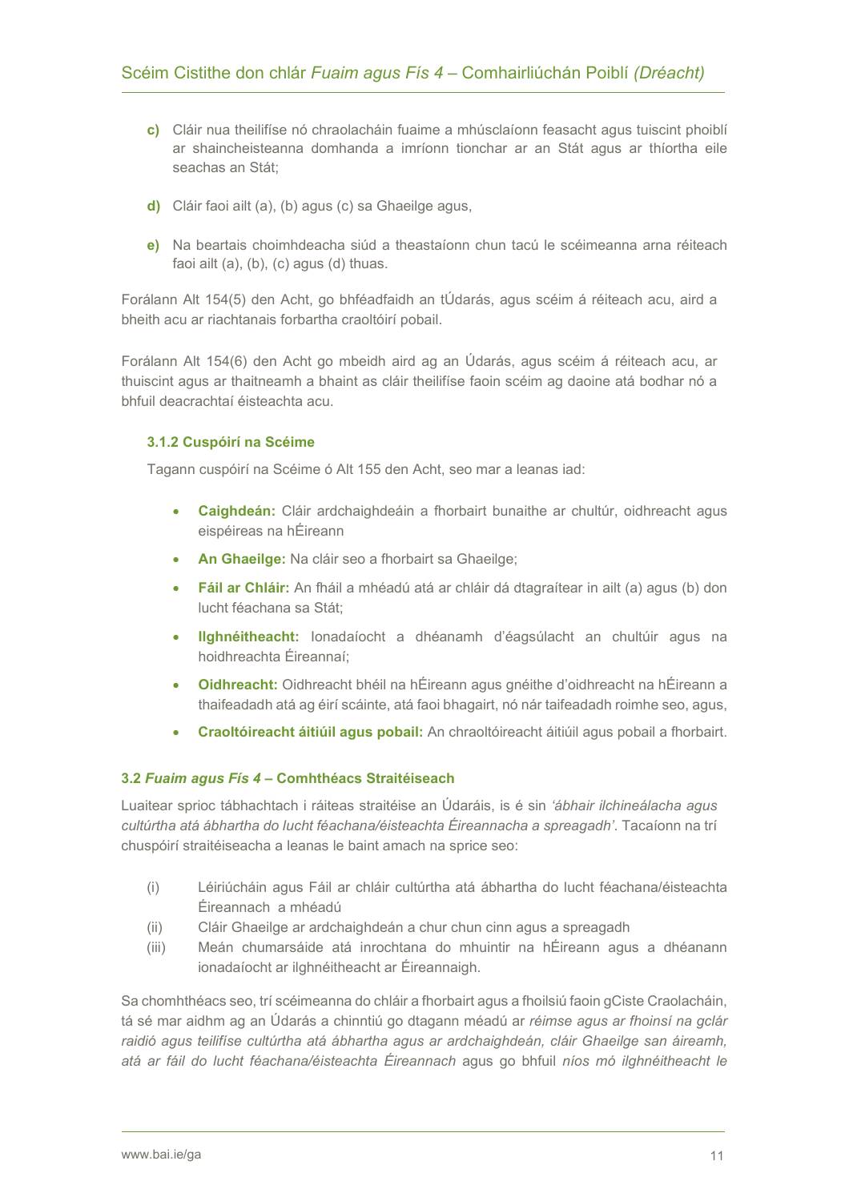**c)** Cláir nua theilifíse nó chraolacháin fuaime a mhúsclaíonn feasacht agus tuiscint phoiblí ar shaincheisteanna domhanda a imríonn tionchar ar an Stát agus ar thíortha eile seachas an Stát;

**d)** Cláir faoi ailt (a), (b) agus (c) sa Ghaeilge agus,

**e)** Na beartais choimhdeacha siúd a theastaíonn chun tacú le scéimeanna arna réiteach faoi ailt (a), (b), (c) agus (d) thuas.

Forálann Alt 154(5) den Acht, go bhféadfaidh an tÚdarás, agus scéim á réiteach acu, aird a bheith acu ar riachtanais forbartha craoltóirí pobail.

Forálann Alt 154(6) den Acht go mbeidh aird ag an Údarás, agus scéim á réiteach acu, ar thuiscint agus ar thaitneamh a bhaint as cláir theilifíse faoin scéim ag daoine atá bodhar nó a bhfuil deacrachtaí éisteachta acu.

### 3.1.2 Cuspóirí na Scéime

Tagann cuspóirí na Scéime ó Alt 155 den Acht, seo mar a leanas iad:

- **Caighdeán:** Cláir ardchaighdeáin a fhorbairt bunaithe ar chultúr, oidhreacht agus eispéireas na hÉireann
- **An Ghaeilge:** Na cláir seo a fhorbairt sa Ghaeilge;
- **Fáil ar Chláir:** An fháil a mhéadú atá ar chláir dá dtagraítear in ailt (a) agus (b) don lucht féachana sa Stát;
- **Ilghnéitheacht:** Ionadaíocht a dhéanamh d'éagsúlacht an chultúir agus na hoidhreachta Éireannaí;
- **Oidhreacht:** Oidhreacht bhéil na hÉireann agus gnéithe d'oidhreacht na hÉireann a thaifeadadh atá ag éirí scáinte, atá faoi bhagairt, nó nár taifeadadh roimhe seo, agus,
- **Craoltóireacht áitiúil agus pobail:** An chraoltóireacht áitiúil agus pobail a fhorbairt.

## 3.2 *Fuaim agus Fís 4* – Comhthéacs Straitéiseach

Luaitear sprioc tábhachtach i ráiteas straitéise an Údaráis, is é sin *'ábhair ilchineálacha agus cultúrtha atá ábhartha do lucht féachana/éisteachta Éireannacha a spreagadh'*. Tacaíonn na trí chuspóirí straitéiseacha a leanas le baint amach na sprice seo:

(i) Léiriúcháin agus Fáil ar chláir cultúrtha atá ábhartha do lucht féachana/éisteachta Éireannach a mhéadú

(ii) Cláir Ghaeilge ar ardchaighdeán a chur chun cinn agus a spreagadh

(iii) Meán chumarsáide atá inrochtana do mhuintir na hÉireann agus a dhéanann ionadaíocht ar ilghnéitheacht ar Éireannaigh.

Sa chomhthéacs seo, trí scéimeanna do chláir a fhorbairt agus a fhoilsiú faoin gCiste Craolacháin, tá sé mar aidhm ag an Údarás a chinntiú go dtagann méadú ar *réimse agus ar fhoinsí na gclár raidió agus teilifíse cultúrtha atá ábhartha agus ar ardchaighdeán, cláir Ghaeilge san áireamh, atá ar fáil do lucht féachana/éisteachta Éireannach* agus go bhfuil *níos mó ilghnéitheacht le*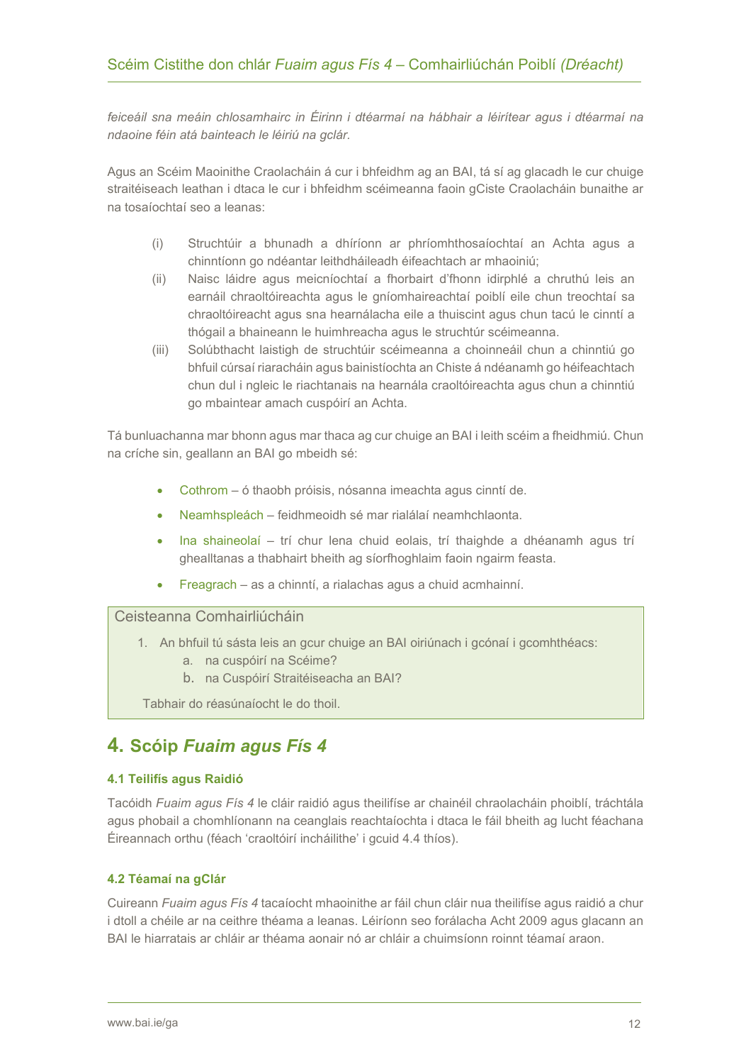*feiceáil sna meáin chlosamhairc in Éirinn i dtéarmaí na hábhair a léirítear agus i dtéarmaí na ndaoine féin atá bainteach le léiriú na gclár.*

Agus an Scéim Maoinithe Craolacháin á cur i bhfeidhm ag an BAI, tá sí ag glacadh le cur chuige straitéiseach leathan i dtaca le cur i bhfeidhm scéimeanna faoin gCiste Craolacháin bunaithe ar na tosaíochtaí seo a leanas:

(i) Struchtúir a bhunadh a dhíríonn ar phríomhthosaíochtaí an Achta agus a chinntíonn go ndéantar leithdháileadh éifeachtach ar mhaoiniú;

(ii) Naisc láidre agus meicníochtaí a fhorbairt d'fhonn idirphlé a chruthú leis an earnáil chraoltóireachta agus le gníomhaireachtaí poiblí eile chun treochtaí sa chraoltóireacht agus sna hearnálacha eile a thuiscint agus chun tacú le cinntí a thógail a bhaineann le huimhreacha agus le struchtúr scéimeanna.

(iii) Solúbthacht laistigh de struchtúir scéimeanna a choinneáil chun a chinntiú go bhfuil cúrsaí riaracháin agus bainistíochta an Chiste á ndéanamh go héifeachtach chun dul i ngleic le riachtanais na hearnála craoltóireachta agus chun a chinntiú go mbaintear amach cuspóirí an Achta.

Tá bunluachanna mar bhonn agus mar thaca ag cur chuige an BAI i leith scéim a fheidhmiú. Chun na críche sin, geallann an BAI go mbeidh sé:

- Cothrom – ó thaobh próisis, nósanna imeachta agus cinntí de.
- Neamhspleách – feidhmeoidh sé mar rialálaí neamhchlaonta.
- Ina shaineolaí – trí chur lena chuid eolais, trí thaighde a dhéanamh agus trí ghealltanas a thabhairt bheith ag síorfhoghlaim faoin ngairm feasta.
- Freagrach – as a chinntí, a rialachas agus a chuid acmhainní.

**Ceisteanna Comhairliúcháin**

1. An bhfuil tú sásta leis an gcur chuige an BAI oiriúnach i gcónaí i gcomhthéacs:
    a. na cuspóirí na Scéime?
    b. na Cuspóirí Straitéiseacha an BAI?

Tabhair do réasúnaíocht le do thoil.

# 4. Scóip *Fuaim agus Fís 4*

### 4.1 Teilifís agus Raidió

Tacóidh *Fuaim agus Fís 4* le cláir raidió agus theilifíse ar chainéil chraolacháin phoiblí, tráchtála agus phobail a chomhlíonann na ceanglais reachtaíochta i dtaca le fáil bheith ag lucht féachana Éireannach orthu (féach 'craoltóirí incháilithe' i gcuid 4.4 thíos).

### 4.2 Téamaí na gClár

Cuireann *Fuaim agus Fís 4* tacaíocht mhaoinithe ar fáil chun cláir nua theilifíse agus raidió a chur i dtoll a chéile ar na ceithre théama a leanas. Léiríonn seo forálacha Acht 2009 agus glacann an BAI le hiarratais ar chláir ar théama aonair nó ar chláir a chuimsíonn roinnt téamaí araon.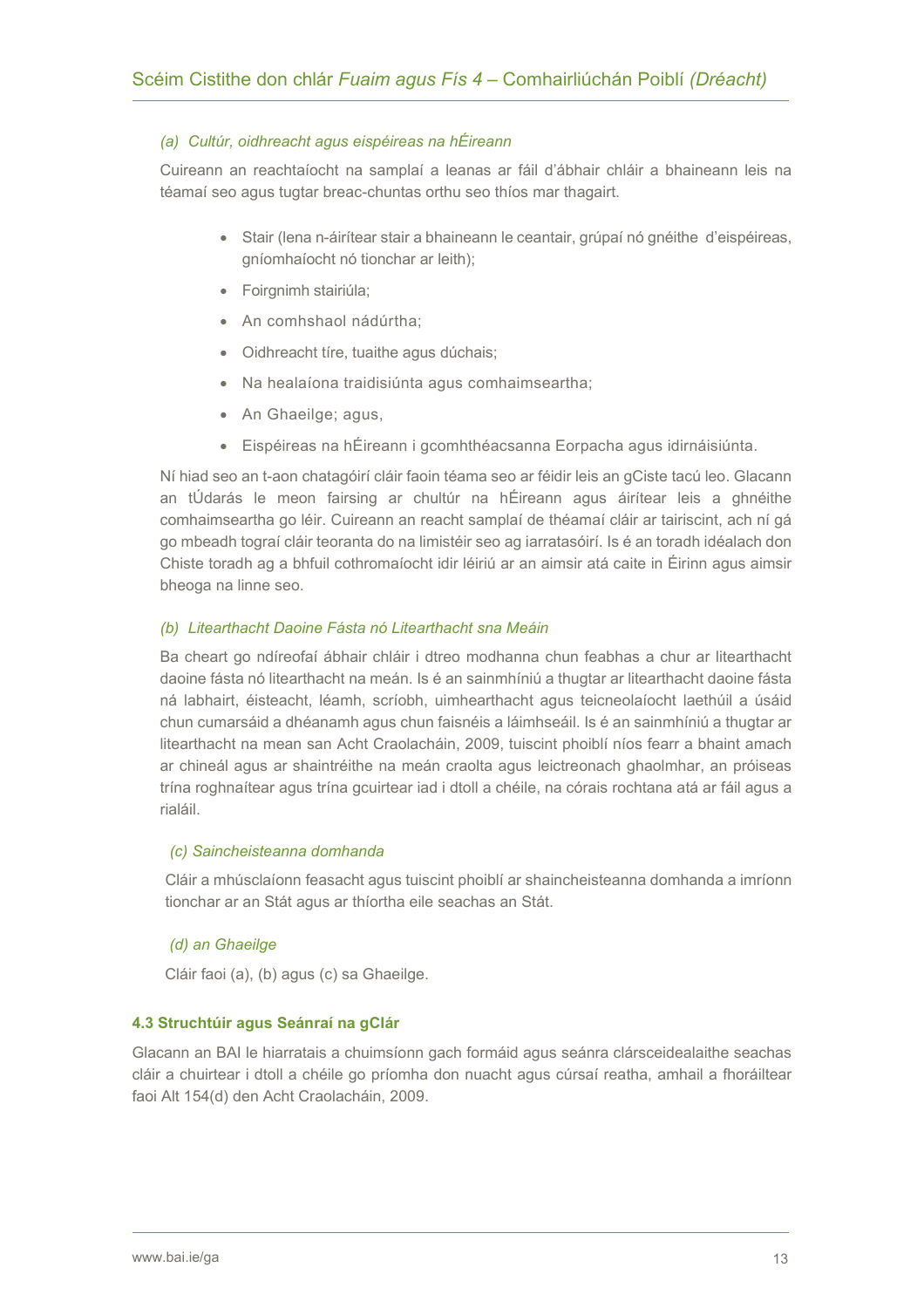*(a) Cultúr, oidhreacht agus eispéireas na hÉireann*

Cuireann an reachtaíocht na samplaí a leanas ar fáil d'ábhair chláir a bhaineann leis na téamaí seo agus tugtar breac-chuntas orthu seo thíos mar thagairt.

- Stair (lena n-áirítear stair a bhaineann le ceantair, grúpaí nó gnéithe d'eispéireas, gníomhaíocht nó tionchar ar leith);
- Foirgnimh stairiúla;
- An comhshaol nádúrtha;
- Oidhreacht tíre, tuaithe agus dúchais;
- Na healaíona traidisiúnta agus comhaimseartha;
- An Ghaeilge; agus,
- Eispéireas na hÉireann i gcomhthéacsanna Eorpacha agus idirnáisiúnta.

Ní hiad seo an t-aon chatagóirí cláir faoin téama seo ar féidir leis an gCiste tacú leo. Glacann an tÚdarás le meon fairsing ar chultúr na hÉireann agus áirítear leis a ghnéithe comhaimseartha go léir. Cuireann an reacht samplaí de théamaí cláir ar tairiscint, ach ní gá go mbeadh tograí cláir teoranta do na limistéir seo ag iarratasóirí. Is é an toradh idéalach don Chiste toradh ag a bhfuil cothromaíocht idir léiriú ar an aimsir atá caite in Éirinn agus aimsir bheoga na linne seo.

*(b) Litearthacht Daoine Fásta nó Litearthacht sna Meáin*

Ba cheart go ndíreofaí ábhair chláir i dtreo modhanna chun feabhas a chur ar litearthacht daoine fásta nó litearthacht na meán. Is é an sainmhíniú a thugtar ar litearthacht daoine fásta ná labhairt, éisteacht, léamh, scríobh, uimhearthacht agus teicneolaíocht laethúil a úsáid chun cumarsáid a dhéanamh agus chun faisnéis a láimhseáil. Is é an sainmhíniú a thugtar ar litearthacht na mean san Acht Craolacháin, 2009, tuiscint phoiblí níos fearr a bhaint amach ar chineál agus ar shaintréithe na meán craolta agus leictreonach ghaolmhar, an próiseas trína roghnaítear agus trína gcuirtear iad i dtoll a chéile, na córais rochtana atá ar fáil agus a rialáil.

*(c) Saincheisteanna domhanda*

Cláir a mhúsclaíonn feasacht agus tuiscint phoiblí ar shaincheisteanna domhanda a imríonn tionchar ar an Stát agus ar thíortha eile seachas an Stát.

*(d) an Ghaeilge*

Cláir faoi (a), (b) agus (c) sa Ghaeilge.

### 4.3 Struchtúir agus Seánraí na gClár

Glacann an BAI le hiarratais a chuimsíonn gach formáid agus seánra clársceidealaithe seachas cláir a chuirtear i dtoll a chéile go príomha don nuacht agus cúrsaí reatha, amhail a fhoráiltear faoi Alt 154(d) den Acht Craolacháin, 2009.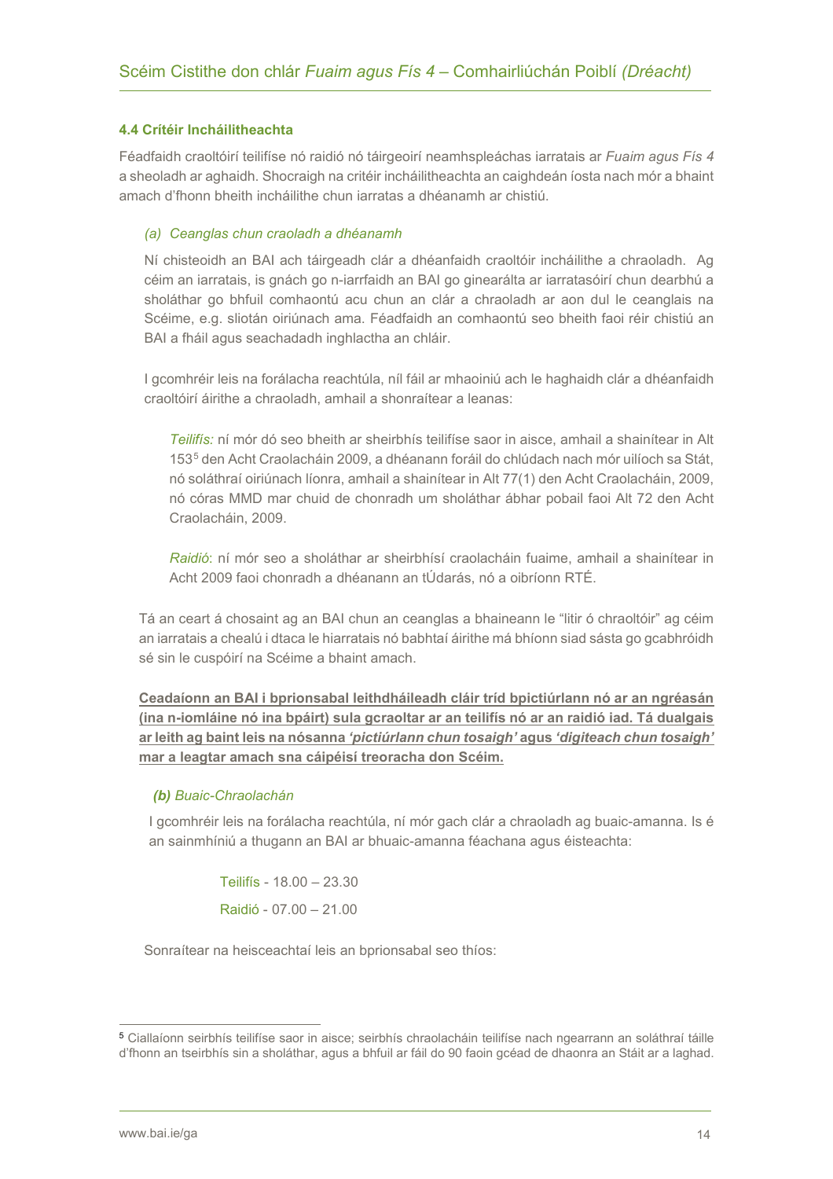### 4.4 Critéir Incháilitheachta

Féadfaidh craoltóirí teilifíse nó raidió nó táirgeoirí neamhspleáchas iarratais ar *Fuaim agus Fís 4* a sheoladh ar aghaidh. Shocraigh na critéir incháilitheachta an caighdeán íosta nach mór a bhaint amach d'fhonn bheith incháilithe chun iarratas a dhéanamh ar chistiú.

*(a) Ceanglas chun craoladh a dhéanamh*

Ní chisteoidh an BAI ach táirgeadh clár a dhéanfaidh craoltóir incháilithe a chraoladh. Ag céim an iarratais, is gnách go n-iarrfaidh an BAI go ginearálta ar iarratasóirí chun dearbhú a sholáthar go bhfuil comhaontú acu chun an clár a chraoladh ar aon dul le ceanglais na Scéime, e.g. sliotán oiriúnach ama. Féadfaidh an comhaontú seo bheith faoi réir chistiú an BAI a fháil agus seachadadh inghlactha an chláir.

I gcomhréir leis na forálacha reachtúla, níl fáil ar mhaoiniú ach le haghaidh clár a dhéanfaidh craoltóirí áirithe a chraoladh, amhail a shonraítear a leanas:

> *Teilifís:* ní mór dó seo bheith ar sheirbhís teilifíse saor in aisce, amhail a shainítear in Alt 153[5] den Acht Craolacháin 2009, a dhéanann foráil do chlúdach nach mór uilíoch sa Stát, nó soláthraí oiriúnach líonra, amhail a shainítear in Alt 77(1) den Acht Craolacháin, 2009, nó córas MMD mar chuid de chonradh um sholáthar ábhar pobail faoi Alt 72 den Acht Craolacháin, 2009.
>
> *Raidió*: ní mór seo a sholáthar ar sheirbhísí craolacháin fuaime, amhail a shainítear in Acht 2009 faoi chonradh a dhéanann an tÚdarás, nó a oibríonn RTÉ.

Tá an ceart á chosaint ag an BAI chun an ceanglas a bhaineann le "litir ó chraoltóir" ag céim an iarratais a chealú i dtaca le hiarratais nó babhtaí áirithe má bhíonn siad sásta go gcabhróidh sé sin le cuspóirí na Scéime a bhaint amach.

**<u>Ceadaíonn an BAI i bprionsabal leithdháileadh cláir tríd bpictiúrlann nó ar an ngréasán (ina n-iomláine nó ina bpáirt) sula gcraoltar ar an teilifís nó ar an raidió iad. Tá dualgais ar leith ag baint leis na nósanna *'pictiúrlann chun tosaigh'* agus *'digiteach chun tosaigh'* mar a leagtar amach sna cáipéisí treoracha don Scéim.</u>**

***(b)** Buaic-Chraolachán*

I gcomhréir leis na forálacha reachtúla, ní mór gach clár a chraoladh ag buaic-amanna. Is é an sainmhíniú a thugann an BAI ar bhuaic-amanna féachana agus éisteachta:

Teilifís - 18.00 – 23.30

Raidió - 07.00 – 21.00

Sonraítear na heisceachtaí leis an bprionsabal seo thíos:

---

[5] Ciallaíonn seirbhís teilifíse saor in aisce; seirbhís chraolacháin teilifíse nach ngearrann an soláthraí táille d'fhonn an tseirbhís sin a sholáthar, agus a bhfuil ar fáil do 90 faoin gcéad de dhaonra an Stáit ar a laghad.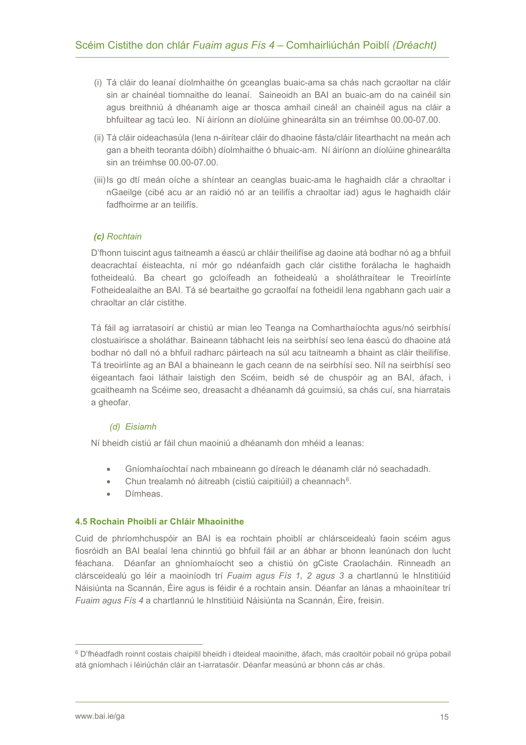(i) Tá cláir do leanaí díolmhaithe ón gceanglas buaic-ama sa chás nach gcraoltar na cláir sin ar chainéal tiomnaithe do leanaí. Saineoidh an BAI an buaic-am do na cainéil sin agus breithniú á dhéanamh aige ar thosca amhail cineál an chainéil agus na cláir a bhfuiltear ag tacú leo. Ní áiríonn an díolúine ghinearálta sin an tréimhse 00.00-07.00.

(ii) Tá cláir oideachasúla (lena n-áirítear cláir do dhaoine fásta/cláir litearthacht na meán ach gan a bheith teoranta dóibh) díolmhaithe ó bhuaic-am. Ní áiríonn an díolúine ghinearálta sin an tréimhse 00.00-07.00.

(iii) Is go dtí meán oíche a shíntear an ceanglas buaic-ama le haghaidh clár a chraoltar i nGaeilge (cibé acu ar an raidió nó ar an teilifís a chraoltar iad) agus le haghaidh cláir fadfhoirme ar an teilifís.

***(c) Rochtain***

D'fhonn tuiscint agus taitneamh a éascú ar chláir theilifíse ag daoine atá bodhar nó ag a bhfuil deacrachtaí éisteachta, ní mór go ndéanfaidh gach clár cistithe forálacha le haghaidh fotheidealú. Ba cheart go gcloífeadh an fotheidealú a sholáthraítear le Treoirlínte Fotheidealaithe an BAI. Tá sé beartaithe go gcraolfaí na fotheidil lena ngabhann gach uair a chraoltar an clár cistithe.

Tá fáil ag iarratasoirí ar chistiú ar mian leo Teanga na Comharthaíochta agus/nó seirbhísí clostuairisce a sholáthar. Baineann tábhacht leis na seirbhísí seo lena éascú do dhaoine atá bodhar nó dall nó a bhfuil radharc páirteach na súl acu taitneamh a bhaint as cláir theilifíse. Tá treoirlínte ag an BAI a bhaineann le gach ceann de na seirbhísí seo. Níl na seirbhísí seo éigeantach faoi láthair laistigh den Scéim, beidh sé de chuspóir ag an BAI, áfach, i gcaitheamh na Scéime seo, dreasacht a dhéanamh dá gcuimsiú, sa chás cuí, sna hiarratais a gheofar.

*(d) Eisiamh*

Ní bheidh cistiú ar fáil chun maoiniú a dhéanamh don mhéid a leanas:

- Gníomhaíochtaí nach mbaineann go díreach le déanamh clár nó seachadadh.
- Chun trealamh nó áitreabh (cistiú caipitiúil) a cheannach[6].
- Dímheas.

**4.5 Rochain Phoiblí ar Chláir Mhaoinithe**

Cuid de phríomhchuspóir an BAI is ea rochtain phoiblí ar chlársceidealú faoin scéim agus fiosróidh an BAI bealaí lena chinntiú go bhfuil fáil ar an ábhar ar bhonn leanúnach don lucht féachana. Déanfar an ghníomhaíocht seo a chistiú ón gCiste Craolacháin. Rinneadh an clársceidealú go léir a maoiníodh trí *Fuaim agus Fís 1, 2 agus 3* a chartlannú le hInstitiúid Náisiúnta na Scannán, Éire agus is féidir é a rochtain ansin. Déanfar an lánas a mhaoinítear trí *Fuaim agus Fís 4* a chartlannú le hInstitiúid Náisiúnta na Scannán, Éire, freisin.

[6] D'fhéadfadh roinnt costais chaipitil bheidh i dteideal maoinithe, áfach, más craoltóir pobail nó grúpa pobail atá gníomhach i léiriúchán cláir an t-iarratasóir. Déanfar measúnú ar bhonn cás ar chás.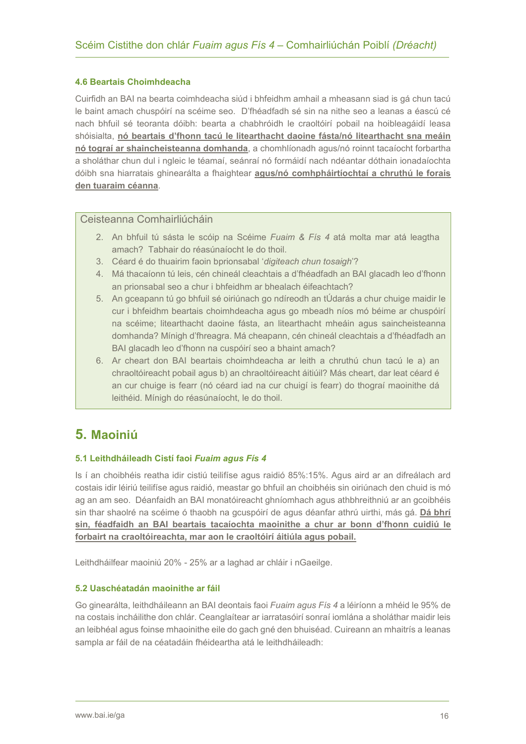### 4.6 Beartais Choimhdeacha

Cuirfidh an BAI na bearta coimhdeacha siúd i bhfeidhm amhail a mheasann siad is gá chun tacú le baint amach chuspóirí na scéime seo. D'fhéadfadh sé sin na nithe seo a leanas a éascú cé nach bhfuil sé teoranta dóibh: bearta a chabhróidh le craoltóirí pobail na hoibleagáidí leasa shóisialta, **nó beartais d'fhonn tacú le litearthacht daoine fásta/nó litearthacht sna meáin nó tograí ar shaincheisteanna domhanda**, a chomhlíonadh agus/nó roinnt tacaíocht forbartha a sholáthar chun dul i ngleic le téamaí, seánraí nó formáidí nach ndéantar dóthain ionadaíochta dóibh sna hiarratais ghinearálta a fhaightear **agus/nó comhpháirtíochtaí a chruthú le forais den tuaraim céanna**.

> Ceisteanna Comhairliúcháin
>
> 2. An bhfuil tú sásta le scóip na Scéime *Fuaim & Fís 4* atá molta mar atá leagtha amach? Tabhair do réasúnaíocht le do thoil.
> 3. Céard é do thuairim faoin bprionsabal '*digiteach chun tosaigh*'?
> 4. Má thacaíonn tú leis, cén chineál cleachtais a d'fhéadfadh an BAI glacadh leo d'fhonn an prionsabal seo a chur i bhfeidhm ar bhealach éifeachtach?
> 5. An gceapann tú go bhfuil sé oiriúnach go ndíreodh an tÚdarás a chur chuige maidir le cur i bhfeidhm beartais choimhdeacha agus go mbeadh níos mó béime ar chuspóirí na scéime; litearthacht daoine fásta, an litearthacht mheáin agus saincheisteanna domhanda? Mínigh d'fhreagra. Má cheapann, cén chineál cleachtais a d'fhéadfadh an BAI glacadh leo d'fhonn na cuspóirí seo a bhaint amach?
> 6. Ar cheart don BAI beartais choimhdeacha ar leith a chruthú chun tacú le a) an chraoltóireacht pobail agus b) an chraoltóireacht áitiúil? Más cheart, dar leat céard é an cur chuige is fearr (nó céard iad na cur chuigí is fearr) do thograí maoinithe dá leithéid. Mínigh do réasúnaíocht, le do thoil.

## 5. Maoiniú

### 5.1 Leithdháileadh Cistí faoi *Fuaim agus Fís 4*

Is í an choibhéis reatha idir cistiú teilifíse agus raidió 85%:15%. Agus aird ar an difreálach ard costais idir léiriú teilifíse agus raidió, meastar go bhfuil an choibhéis sin oiriúnach den chuid is mó ag an am seo. Déanfaidh an BAI monatóireacht ghníomhach agus athbhreithniú ar an gcoibhéis sin thar shaolré na scéime ó thaobh na gcuspóirí de agus déanfar athrú uirthi, más gá. **Dá bhrí sin, féadfaidh an BAI beartais tacaíochta maoinithe a chur ar bonn d'fhonn cuidiú le forbairt na craoltóireachta, mar aon le craoltóirí áitiúla agus pobail.**

Leithdháilfear maoiniú 20% - 25% ar a laghad ar chláir i nGaeilge.

### 5.2 Uaschéatadán maoinithe ar fáil

Go ginearálta, leithdháileann an BAI deontais faoi *Fuaim agus Fís 4* a léiríonn a mhéid le 95% de na costais incháilithe don chlár. Ceanglaítear ar iarratasóirí sonraí iomlána a sholáthar maidir leis an leibhéal agus foinse mhaoinithe eile do gach gné den bhuiséad. Cuireann an mhaitrís a leanas sampla ar fáil de na céatadáin fhéideartha atá le leithdháileadh: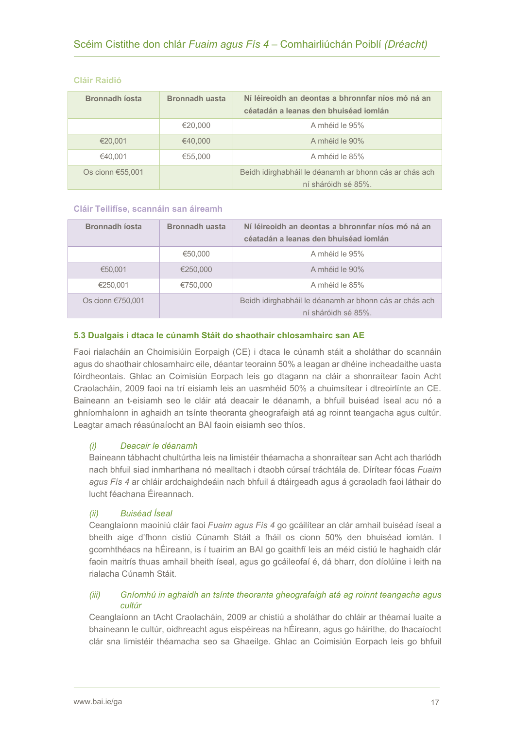### Cláir Raidió

| Bronnadh íosta | Bronnadh uasta | Ní léireoidh an deontas a bhronnfar níos mó ná an céatadán a leanas den bhuiséad iomlán |
|---|---|---|
| | €20,000 | A mhéid le 95% |
| €20,001 | €40,000 | A mhéid le 90% |
| €40,001 | €55,000 | A mhéid le 85% |
| Os cionn €55,001 | | Beidh idirghabháil le déanamh ar bhonn cás ar chás ach ní sháróidh sé 85%. |

### Cláir Teilifíse, scannáin san áireamh

| Bronnadh íosta | Bronnadh uasta | Ní léireoidh an deontas a bhronnfar níos mó ná an céatadán a leanas den bhuiséad iomlán |
|---|---|---|
| | €50,000 | A mhéid le 95% |
| €50,001 | €250,000 | A mhéid le 90% |
| €250,001 | €750,000 | A mhéid le 85% |
| Os cionn €750,001 | | Beidh idirghabháil le déanamh ar bhonn cás ar chás ach ní sháróidh sé 85%. |

### 5.3 Dualgais i dtaca le cúnamh Stáit do shaothair chlosamhairc san AE

Faoi rialacháin an Choimisiúin Eorpaigh (CE) i dtaca le cúnamh stáit a sholáthar do scannáin agus do shaothair chlosamhairc eile, déantar teorainn 50% a leagan ar dhéine incheadaithe uasta fóirdheontais. Ghlac an Coimisiún Eorpach leis go dtagann na cláir a shonraítear faoin Acht Craolacháin, 2009 faoi na trí eisiamh leis an uasmhéid 50% a chuimsítear i dtreoirlínte an CE. Baineann an t-eisiamh seo le cláir atá deacair le déanamh, a bhfuil buiséad íseal acu nó a ghníomhaíonn in aghaidh an tsínte theoranta gheografaigh atá ag roinnt teangacha agus cultúr. Leagtar amach réasúnaíocht an BAI faoin eisiamh seo thíos.

*(i)* *Deacair le déanamh*
Baineann tábhacht chultúrtha leis na limistéir théamacha a shonraítear san Acht ach tharlódh nach bhfuil siad inmharthana nó mealltach i dtaobh cúrsaí tráchtála de. Dírítear fócas *Fuaim agus Fís 4* ar chláir ardchaighdeáin nach bhfuil á dtáirgeadh agus á gcraoladh faoi láthair do lucht féachana Éireannach.

*(ii)* *Buiséad Íseal*
Ceanglaíonn maoiniú cláir faoi *Fuaim agus Fís 4* go gcáilítear an clár amhail buiséad íseal a bheith aige d'fhonn cistiú Cúnamh Stáit a fháil os cionn 50% den bhuiséad iomlán. I gcomhthéacs na hÉireann, is í tuairim an BAI go gcaithfí leis an méid cistiú le haghaidh clár faoin maitrís thuas amhail bheith íseal, agus go gcáileofaí é, dá bharr, don díolúine i leith na rialacha Cúnamh Stáit.

*(iii)* *Gníomhú in aghaidh an tsínte theoranta gheografaigh atá ag roinnt teangacha agus cultúr*
Ceanglaíonn an tAcht Craolacháin, 2009 ar chistiú a sholáthar do chláir ar théamaí luaite a bhaineann le cultúr, oidhreacht agus eispéireas na hÉireann, agus go háirithe, do thacaíocht clár sna limistéir théamacha seo sa Ghaeilge. Ghlac an Coimisiún Eorpach leis go bhfuil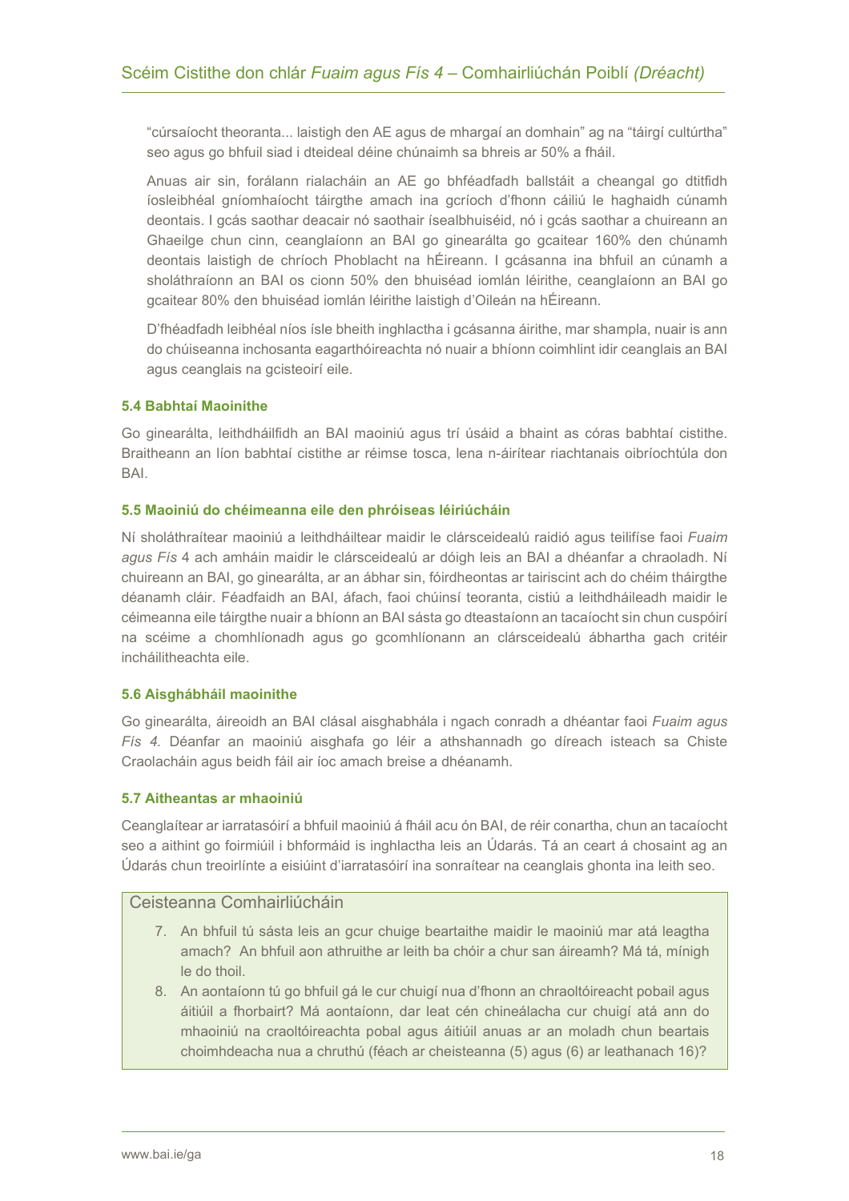"cúrsaíocht theoranta... laistigh den AE agus de mhargaí an domhain" ag na "táirgí cultúrtha" seo agus go bhfuil siad i dteideal déine chúnaimh sa bhreis ar 50% a fháil.

Anuas air sin, forálann rialacháin an AE go bhféadfadh ballstáit a cheangal go dtitfidh íosleibhéal gníomhaíocht táirgthe amach ina gcríoch d'fhonn cáiliú le haghaidh cúnamh deontais. I gcás saothar deacair nó saothair ísealbhuiséid, nó i gcás saothar a chuireann an Ghaeilge chun cinn, ceanglaíonn an BAI go ginearálta go gcaitear 160% den chúnamh deontais laistigh de chríoch Phoblacht na hÉireann. I gcásanna ina bhfuil an cúnamh a sholáthraíonn an BAI os cionn 50% den bhuiséad iomlán léirithe, ceanglaíonn an BAI go gcaitear 80% den bhuiséad iomlán léirithe laistigh d'Oileán na hÉireann.

D'fhéadfadh leibhéal níos ísle bheith inghlactha i gcásanna áirithe, mar shampla, nuair is ann do chúiseanna inchosanta eagarthóireachta nó nuair a bhíonn coimhlint idir ceanglais an BAI agus ceanglais na gcisteoirí eile.

### 5.4 Babhtaí Maoinithe

Go ginearálta, leithdháilfidh an BAI maoiniú agus trí úsáid a bhaint as córas babhtaí cistithe. Braitheann an líon babhtaí cistithe ar réimse tosca, lena n-áirítear riachtanais oibríochtúla don BAI.

### 5.5 Maoiniú do chéimeanna eile den phróiseas léiriúcháin

Ní sholáthraítear maoiniú a leithdháiltear maidir le clársceidealú raidió agus teilifíse faoi *Fuaim agus Fís* 4 ach amháin maidir le clársceidealú ar dóigh leis an BAI a dhéanfar a chraoladh. Ní chuireann an BAI, go ginearálta, ar an ábhar sin, fóirdheontas ar tairiscint ach do chéim tháirgthe déanamh cláir. Féadfaidh an BAI, áfach, faoi chúinsí teoranta, cistiú a leithdháileadh maidir le céimeanna eile táirgthe nuair a bhíonn an BAI sásta go dteastaíonn an tacaíocht sin chun cuspóirí na scéime a chomhlíonadh agus go gcomhlíonann an clársceidealú ábhartha gach critéir incháilitheachta eile.

### 5.6 Aisghábháil maoinithe

Go ginearálta, áireoidh an BAI clásal aisghabhála i ngach conradh a dhéantar faoi *Fuaim agus Fís 4.* Déanfar an maoiniú aisghafa go léir a athshannadh go díreach isteach sa Chiste Craolacháin agus beidh fáil air íoc amach breise a dhéanamh.

### 5.7 Aitheantas ar mhaoiniú

Ceanglaítear ar iarratasóirí a bhfuil maoiniú á fháil acu ón BAI, de réir conartha, chun an tacaíocht seo a aithint go foirmiúil i bhformáid is inghlactha leis an Údarás. Tá an ceart á chosaint ag an Údarás chun treoirlínte a eisiúint d'iarratasóirí ina sonraítear na ceanglais ghonta ina leith seo.

> Ceisteanna Comhairliúcháin
>
> 7. An bhfuil tú sásta leis an gcur chuige beartaithe maidir le maoiniú mar atá leagtha amach? An bhfuil aon athruithe ar leith ba chóir a chur san áireamh? Má tá, mínigh le do thoil.
> 8. An aontaíonn tú go bhfuil gá le cur chuigí nua d'fhonn an chraoltóireacht pobail agus áitiúil a fhorbairt? Má aontaíonn, dar leat cén chineálacha cur chuigí atá ann do mhaoiniú na craoltóireachta pobal agus áitiúil anuas ar an moladh chun beartais choimhdeacha nua a chruthú (féach ar cheisteanna (5) agus (6) ar leathanach 16)?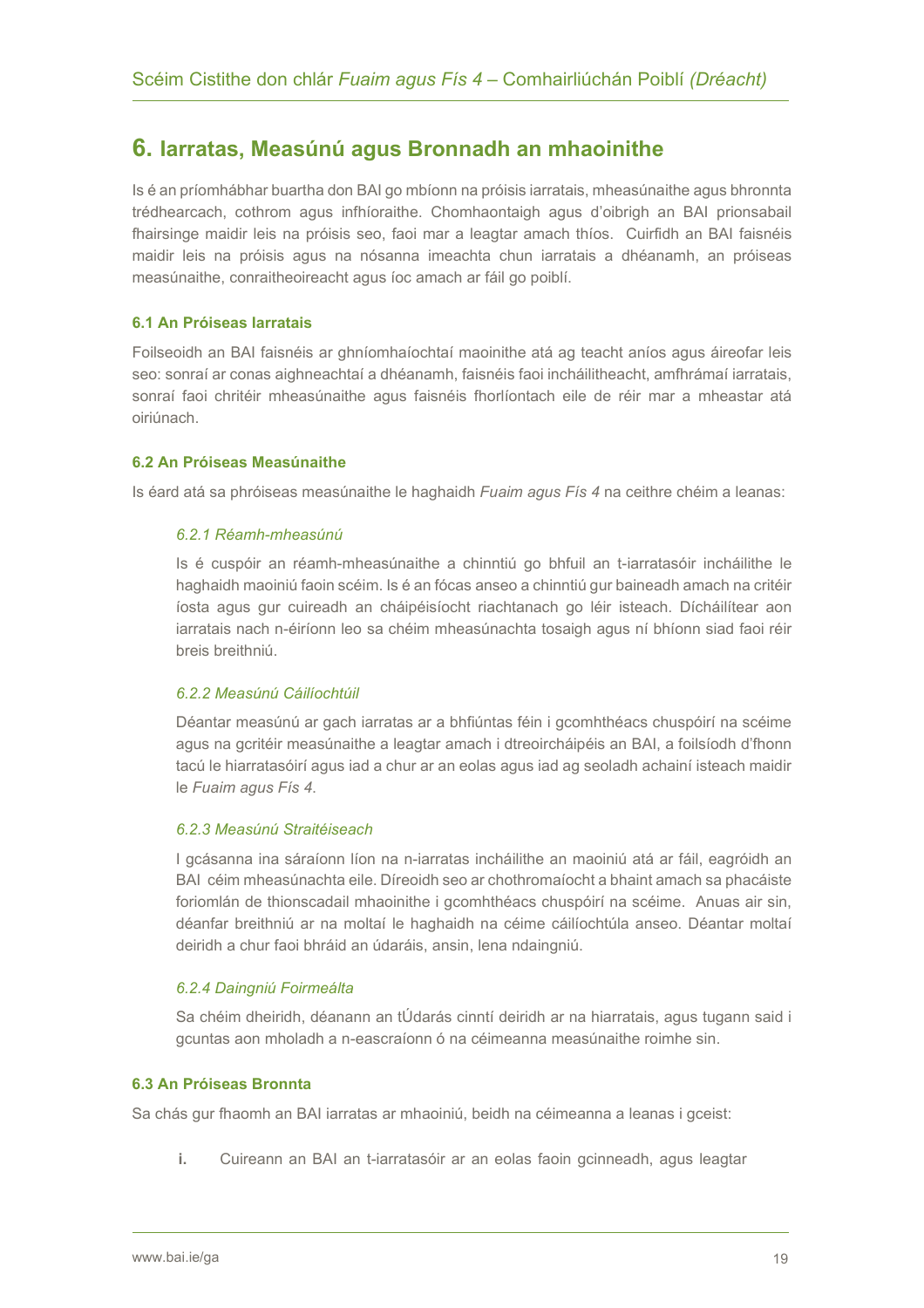## 6. Iarratas, Measúnú agus Bronnadh an mhaoinithe

Is é an príomhábhar buartha don BAI go mbíonn na próisis iarratais, mheasúnaithe agus bhronnta trédhearcach, cothrom agus infhíoraithe. Chomhaontaigh agus d'oibrigh an BAI prionsabail fhairsinge maidir leis na próisis seo, faoi mar a leagtar amach thíos. Cuirfidh an BAI faisnéis maidir leis na próisis agus na nósanna imeachta chun iarratais a dhéanamh, an próiseas measúnaithe, conraitheoireacht agus íoc amach ar fáil go poiblí.

### 6.1 An Próiseas Iarratais

Foilseoidh an BAI faisnéis ar ghníomhaíochtaí maoinithe atá ag teacht aníos agus áireofar leis seo: sonraí ar conas aighneachtaí a dhéanamh, faisnéis faoi incháilitheacht, amfhrámaí iarratais, sonraí faoi chritéir mheasúnaithe agus faisnéis fhorlíontach eile de réir mar a mheastar atá oiriúnach.

### 6.2 An Próiseas Measúnaithe

Is éard atá sa phróiseas measúnaithe le haghaidh *Fuaim agus Fís 4* na ceithre chéim a leanas:

#### *6.2.1 Réamh-mheasúnú*

Is é cuspóir an réamh-mheasúnaithe a chinntiú go bhfuil an t-iarratasóir incháilithe le haghaidh maoiniú faoin scéim. Is é an fócas anseo a chinntiú gur baineadh amach na critéir íosta agus gur cuireadh an cháipéisíocht riachtanach go léir isteach. Dícháilítear aon iarratais nach n-éiríonn leo sa chéim mheasúnachta tosaigh agus ní bhíonn siad faoi réir breis breithniú.

#### *6.2.2 Measúnú Cáilíochtúil*

Déantar measúnú ar gach iarratas ar a bhfiúntas féin i gcomhthéacs chuspóirí na scéime agus na gcritéir measúnaithe a leagtar amach i dtreoircháipéis an BAI, a foilsíodh d'fhonn tacú le hiarratasóirí agus iad a chur ar an eolas agus iad ag seoladh achainí isteach maidir le *Fuaim agus Fís 4*.

#### *6.2.3 Measúnú Straitéiseach*

I gcásanna ina sáraíonn líon na n-iarratas incháilithe an maoiniú atá ar fáil, eagróidh an BAI céim mheasúnachta eile. Díreoidh seo ar chothromaíocht a bhaint amach sa phacáiste foriomlán de thionscadail mhaoinithe i gcomhthéacs chuspóirí na scéime. Anuas air sin, déanfar breithniú ar na moltaí le haghaidh na céime cáilíochtúla anseo. Déantar moltaí deiridh a chur faoi bhráid an údaráis, ansin, lena ndaingniú.

#### *6.2.4 Daingniú Foirmeálta*

Sa chéim dheiridh, déanann an tÚdarás cinntí deiridh ar na hiarratais, agus tugann said i gcuntas aon mholadh a n-eascraíonn ó na céimeanna measúnaithe roimhe sin.

### 6.3 An Próiseas Bronnta

Sa chás gur fhaomh an BAI iarratas ar mhaoiniú, beidh na céimeanna a leanas i gceist:

i. Cuireann an BAI an t-iarratasóir ar an eolas faoin gcinneadh, agus leagtar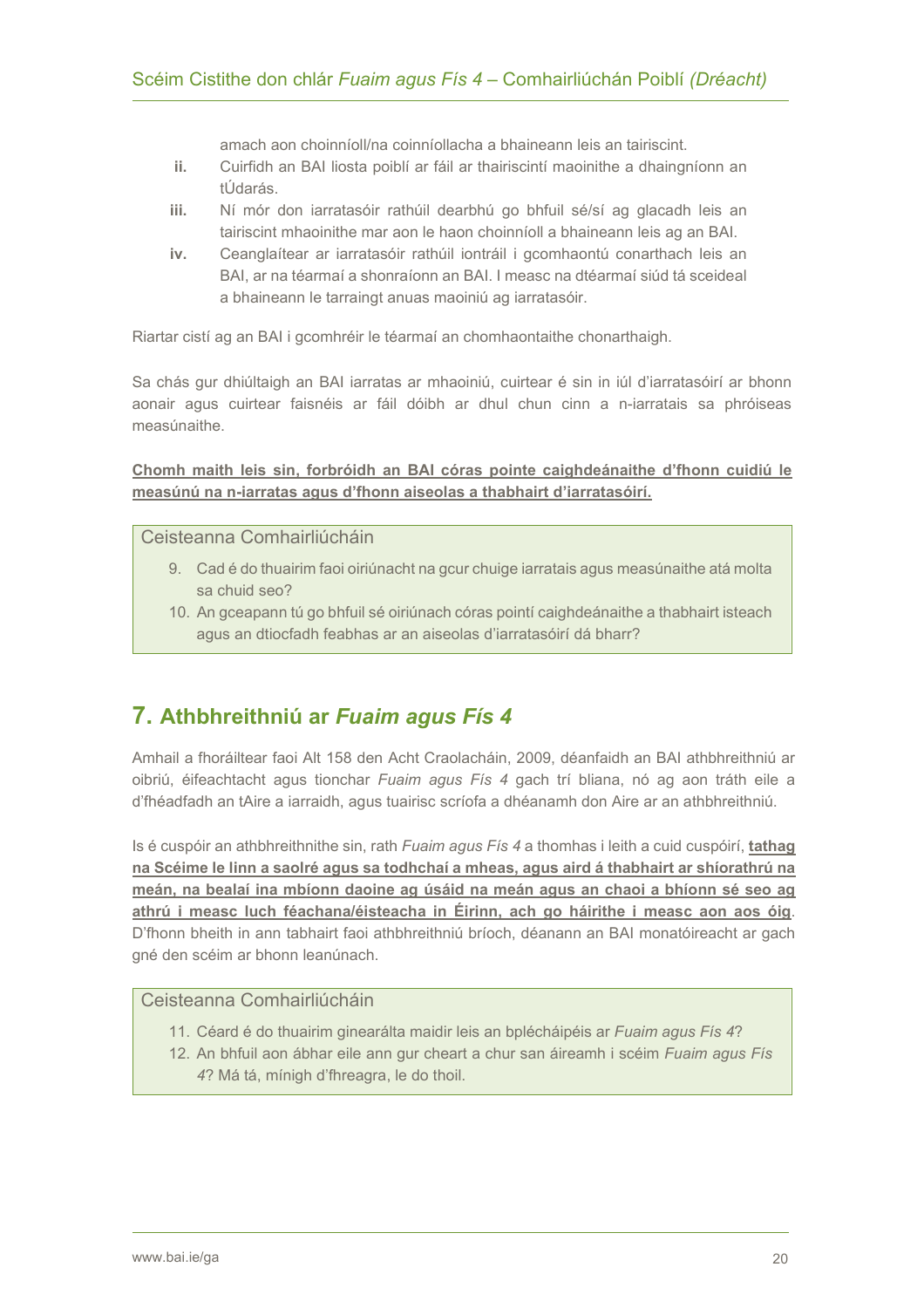amach aon choinníoll/na coinníollacha a bhaineann leis an tairiscint.

ii. Cuirfidh an BAI liosta poiblí ar fáil ar thairiscintí maoinithe a dhaingníonn an tÚdarás.

iii. Ní mór don iarratasóir rathúil dearbhú go bhfuil sé/sí ag glacadh leis an tairiscint mhaoinithe mar aon le haon choinníoll a bhaineann leis ag an BAI.

iv. Ceanglaítear ar iarratasóir rathúil iontráil i gcomhaontú conarthach leis an BAI, ar na téarmaí a shonraíonn an BAI. I measc na dtéarmaí siúd tá sceideal a bhaineann le tarraingt anuas maoiniú ag iarratasóir.

Riartar cistí ag an BAI i gcomhréir le téarmaí an chomhaontaithe chonarthaigh.

Sa chás gur dhiúltaigh an BAI iarratas ar mhaoiniú, cuirtear é sin in iúl d'iarratasóirí ar bhonn aonair agus cuirtear faisnéis ar fáil dóibh ar dhul chun cinn a n-iarratais sa phróiseas measúnaithe.

<u>**Chomh maith leis sin, forbróidh an BAI córas pointe caighdeánaithe d'fhonn cuidiú le measúnú na n-iarratas agus d'fhonn aiseolas a thabhairt d'iarratasóirí.**</u>

> **Ceisteanna Comhairliúcháin**
>
> 9. Cad é do thuairim faoi oiriúnacht na gcur chuige iarratais agus measúnaithe atá molta sa chuid seo?
> 10. An gceapann tú go bhfuil sé oiriúnach córas pointí caighdeánaithe a thabhairt isteach agus an dtiocfadh feabhas ar an aiseolas d'iarratasóirí dá bharr?

## 7. Athbhreithniú ar *Fuaim agus Fís 4*

Amhail a fhoráiltear faoi Alt 158 den Acht Craolacháin, 2009, déanfaidh an BAI athbhreithniú ar oibriú, éifeachtacht agus tionchar *Fuaim agus Fís 4* gach trí bliana, nó ag aon tráth eile a d'fhéadfadh an tAire a iarraidh, agus tuairisc scríofa a dhéanamh don Aire ar an athbhreithniú.

Is é cuspóir an athbhreithnithe sin, rath *Fuaim agus Fís 4* a thomhas i leith a cuid cuspóirí, <u>**tathag na Scéime le linn a saolré agus sa todhchaí a mheas, agus aird á thabhairt ar shíorathrú na meán, na bealaí ina mbíonn daoine ag úsáid na meán agus an chaoi a bhíonn sé seo ag athrú i measc luch féachana/éisteacha in Éirinn, ach go háirithe i measc aon aos óig**</u>. D'fhonn bheith in ann tabhairt faoi athbhreithniú bríoch, déanann an BAI monatóireacht ar gach gné den scéim ar bhonn leanúnach.

> **Ceisteanna Comhairliúcháin**
>
> 11. Céard é do thuairim ginearálta maidir leis an bplécháipéis ar *Fuaim agus Fís 4*?
> 12. An bhfuil aon ábhar eile ann gur cheart a chur san áireamh i scéim *Fuaim agus Fís 4*? Má tá, mínigh d'fhreagra, le do thoil.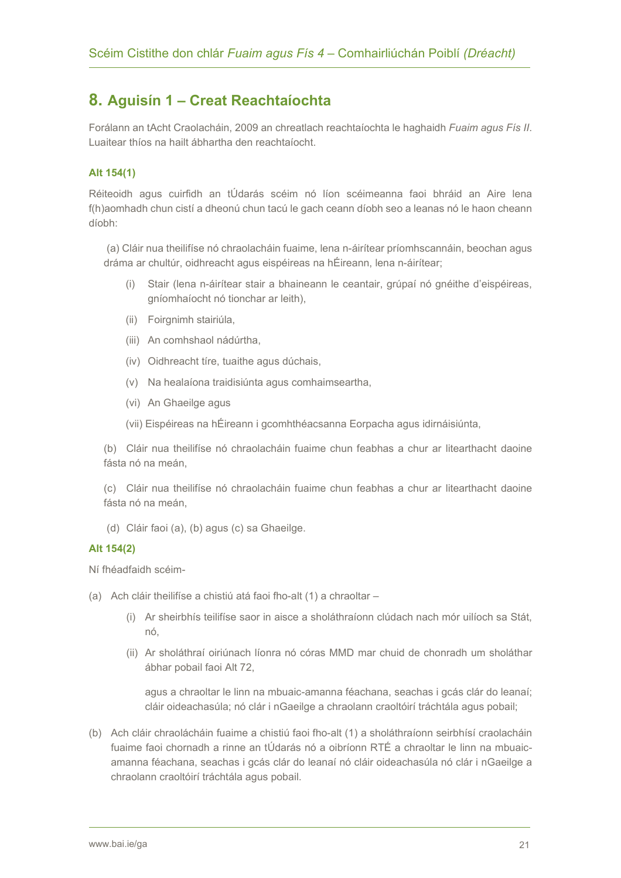## 8. Aguisín 1 – Creat Reachtaíochta

Forálann an tAcht Craolacháin, 2009 an chreatlach reachtaíochta le haghaidh *Fuaim agus Fís II*. Luaitear thíos na hailt ábhartha den reachtaíocht.

**Alt 154(1)**

Réiteoidh agus cuirfidh an tÚdarás scéim nó líon scéimeanna faoi bhráid an Aire lena f(h)aomhadh chun cistí a dheonú chun tacú le gach ceann díobh seo a leanas nó le haon cheann díobh:

(a) Cláir nua theilifíse nó chraolacháin fuaime, lena n-áirítear príomhscannáin, beochan agus dráma ar chultúr, oidhreacht agus eispéireas na hÉireann, lena n-áirítear;

- (i) Stair (lena n-áirítear stair a bhaineann le ceantair, grúpaí nó gnéithe d'eispéireas, gníomhaíocht nó tionchar ar leith),
- (ii) Foirgnimh stairiúla,
- (iii) An comhshaol nádúrtha,
- (iv) Oidhreacht tíre, tuaithe agus dúchais,
- (v) Na healaíona traidisiúnta agus comhaimseartha,
- (vi) An Ghaeilge agus
- (vii) Eispéireas na hÉireann i gcomhthéacsanna Eorpacha agus idirnáisiúnta,

(b) Cláir nua theilifíse nó chraolacháin fuaime chun feabhas a chur ar litearthacht daoine fásta nó na meán,

(c) Cláir nua theilifíse nó chraolacháin fuaime chun feabhas a chur ar litearthacht daoine fásta nó na meán,

(d) Cláir faoi (a), (b) agus (c) sa Ghaeilge.

**Alt 154(2)**

Ní fhéadfaidh scéim-

(a) Ach cláir theilifíse a chistiú atá faoi fho-alt (1) a chraoltar –

- (i) Ar sheirbhís teilifíse saor in aisce a sholáthraíonn clúdach nach mór uilíoch sa Stát, nó,
- (ii) Ar sholáthraí oiriúnach líonra nó córas MMD mar chuid de chonradh um sholáthar ábhar pobail faoi Alt 72,

  agus a chraoltar le linn na mbuaic-amanna féachana, seachas i gcás clár do leanaí; cláir oideachasúla; nó clár i nGaeilge a chraolann craoltóirí tráchtála agus pobail;

(b) Ach cláir chraolácháin fuaime a chistiú faoi fho-alt (1) a sholáthraíonn seirbhísí craolacháin fuaime faoi chornadh a rinne an tÚdarás nó a oibríonn RTÉ a chraoltar le linn na mbuaic-amanna féachana, seachas i gcás clár do leanaí nó cláir oideachasúla nó clár i nGaeilge a chraolann craoltóirí tráchtála agus pobail.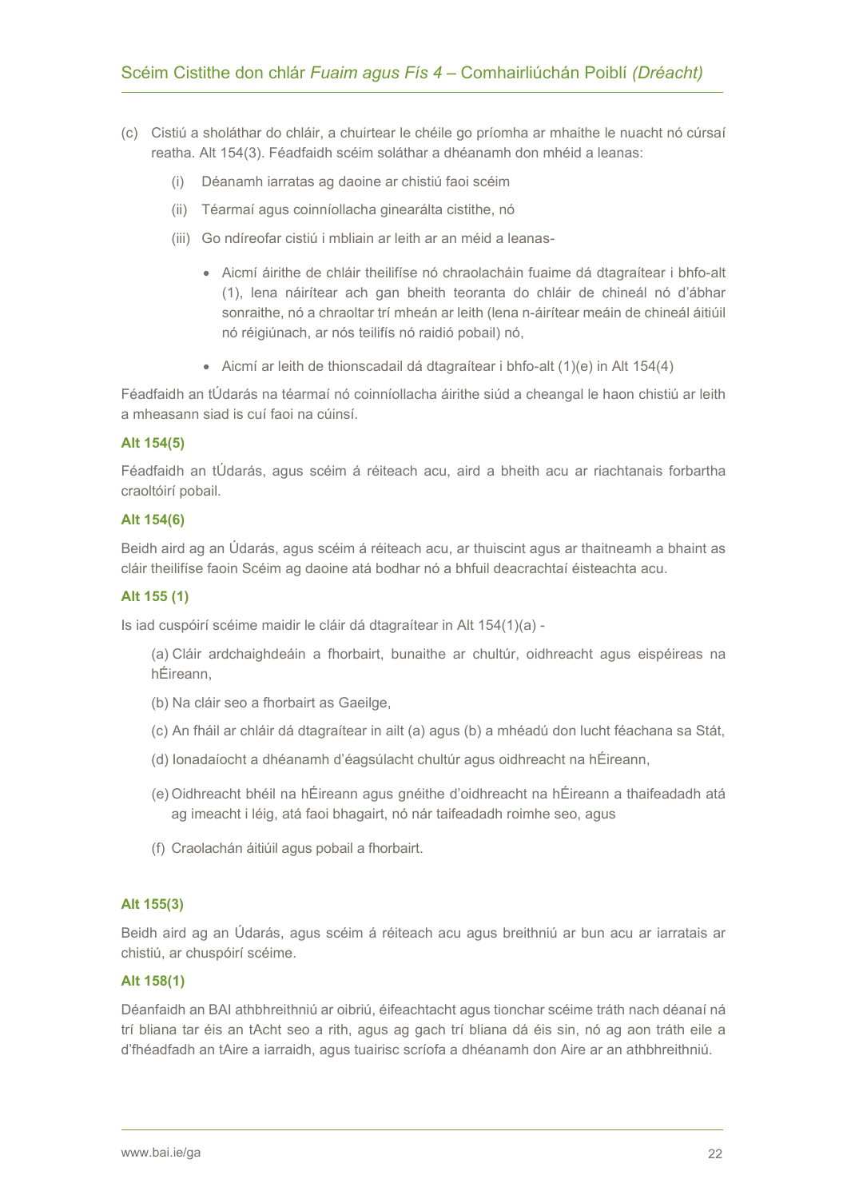(c) Cistiú a sholáthar do chláir, a chuirtear le chéile go príomha ar mhaithe le nuacht nó cúrsaí reatha. Alt 154(3). Féadfaidh scéim soláthar a dhéanamh don mhéid a leanas:

   (i) Déanamh iarratas ag daoine ar chistiú faoi scéim

   (ii) Téarmaí agus coinníollacha ginearálta cistithe, nó

   (iii) Go ndíreofar cistiú i mbliain ar leith ar an méid a leanas-

      - Aicmí áirithe de chláir theilifíse nó chraolacháin fuaime dá dtagraítear i bhfo-alt (1), lena náirítear ach gan bheith teoranta do chláir de chineál nó d'ábhar sonraithe, nó a chraoltar trí mheán ar leith (lena n-áirítear meáin de chineál áitiúil nó réigiúnach, ar nós teilifís nó raidió pobail) nó,

      - Aicmí ar leith de thionscadail dá dtagraítear i bhfo-alt (1)(e) in Alt 154(4)

Féadfaidh an tÚdarás na téarmaí nó coinníollacha áirithe siúd a cheangal le haon chistiú ar leith a mheasann siad is cuí faoi na cúinsí.

**Alt 154(5)**

Féadfaidh an tÚdarás, agus scéim á réiteach acu, aird a bheith acu ar riachtanais forbartha craoltóirí pobail.

**Alt 154(6)**

Beidh aird ag an Údarás, agus scéim á réiteach acu, ar thuiscint agus ar thaitneamh a bhaint as cláir theilifíse faoin Scéim ag daoine atá bodhar nó a bhfuil deacrachtaí éisteachta acu.

**Alt 155 (1)**

Is iad cuspóirí scéime maidir le cláir dá dtagraítear in Alt 154(1)(a) -

(a) Cláir ardchaighdeáin a fhorbairt, bunaithe ar chultúr, oidhreacht agus eispéireas na hÉireann,

(b) Na cláir seo a fhorbairt as Gaeilge,

(c) An fháil ar chláir dá dtagraítear in ailt (a) agus (b) a mhéadú don lucht féachana sa Stát,

(d) Ionadaíocht a dhéanamh d'éagsúlacht chultúr agus oidhreacht na hÉireann,

(e) Oidhreacht bhéil na hÉireann agus gnéithe d'oidhreacht na hÉireann a thaifeadadh atá ag imeacht i léig, atá faoi bhagairt, nó nár taifeadadh roimhe seo, agus

(f) Craolachán áitiúil agus pobail a fhorbairt.

**Alt 155(3)**

Beidh aird ag an Údarás, agus scéim á réiteach acu agus breithniú ar bun acu ar iarratais ar chistiú, ar chuspóirí scéime.

**Alt 158(1)**

Déanfaidh an BAI athbhreithniú ar oibriú, éifeachtacht agus tionchar scéime tráth nach déanaí ná trí bliana tar éis an tAcht seo a rith, agus ag gach trí bliana dá éis sin, nó ag aon tráth eile a d'fhéadfadh an tAire a iarraidh, agus tuairisc scríofa a dhéanamh don Aire ar an athbhreithniú.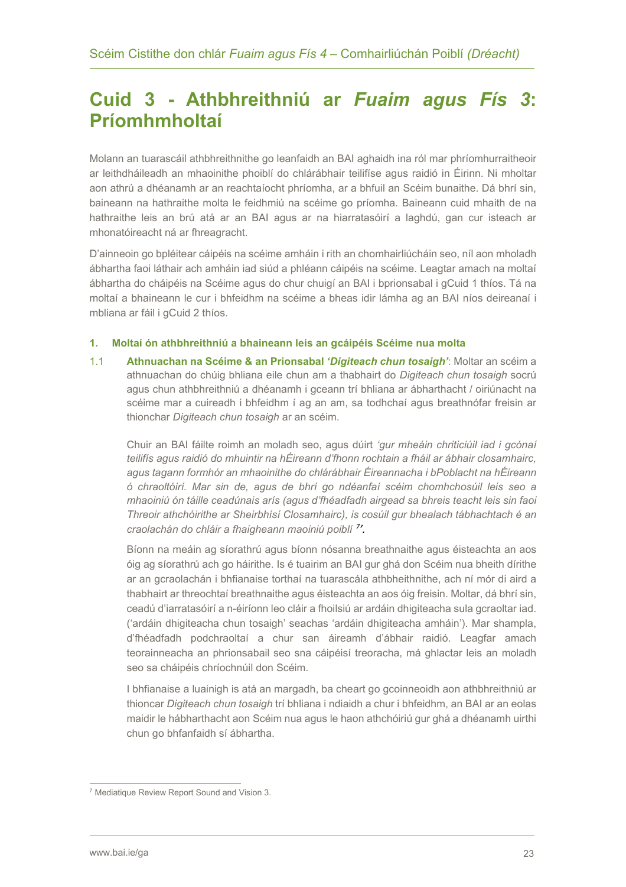# Cuid 3 - Athbhreithniú ar *Fuaim agus Fís 3*: Príomhmholtaí

Molann an tuarascáil athbhreithnithe go leanfaidh an BAI aghaidh ina ról mar phríomhurraitheoir ar leithdháileadh an mhaoinithe phoiblí do chlárábhair teilifíse agus raidió in Éirinn. Ni mholtar aon athrú a dhéanamh ar an reachtaíocht phríomha, ar a bhfuil an Scéim bunaithe. Dá bhrí sin, baineann na hathraithe molta le feidhmiú na scéime go príomha. Baineann cuid mhaith de na hathraithe leis an brú atá ar an BAI agus ar na hiarratasóirí a laghdú, gan cur isteach ar mhonatóireacht ná ar fhreagracht.

D'ainneoin go bpléitear cáipéis na scéime amháin i rith an chomhairliúcháin seo, níl aon mholadh ábhartha faoi láthair ach amháin iad siúd a phléann cáipéis na scéime. Leagtar amach na moltaí ábhartha do cháipéis na Scéime agus do chur chuigí an BAI i bprionsabal i gCuid 1 thíos. Tá na moltaí a bhaineann le cur i bhfeidhm na scéime a bheas idir lámha ag an BAI níos deireanaí i mbliana ar fáil i gCuid 2 thíos.

### 1. Moltaí ón athbhreithniú a bhaineann leis an gcáipéis Scéime nua molta

1.1 **Athnuachan na Scéime & an Prionsabal *'Digiteach chun tosaigh'***: Moltar an scéim a athnuachan do chúig bhliana eile chun am a thabhairt do *Digiteach chun tosaigh* socrú agus chun athbhreithniú a dhéanamh i gceann trí bliana ar ábharthacht / oiriúnacht na scéime mar a cuireadh i bhfeidhm í ag an am, sa todhchaí agus breathnófar freisin ar thionchar *Digiteach chun tosaigh* ar an scéim.

Chuir an BAI fáilte roimh an moladh seo, agus dúirt *'gur mheáin chriticiúil iad i gcónaí teilifís agus raidió do mhuintir na hÉireann d'fhonn rochtain a fháil ar ábhair closamhairc, agus tagann formhór an mhaoinithe do chlárábhair Éireannacha i bPoblacht na hÉireann ó chraoltóirí. Mar sin de, agus de bhrí go ndéanfaí scéim chomhchosúil leis seo a mhaoiniú ón táille ceadúnais arís (agus d'fhéadfadh airgead sa bhreis teacht leis sin faoi Threoir athchóirithe ar Sheirbhísí Closamhairc), is cosúil gur bhealach tábhachtach é an craolachán do chláir a fhaigheann maoiniú poiblí [7]'*.

Bíonn na meáin ag síorathrú agus bíonn nósanna breathnaithe agus éisteachta an aos óig ag síorathrú ach go háirithe. Is é tuairim an BAI gur ghá don Scéim nua bheith dírithe ar an gcraolachán i bhfianaise torthaí na tuarascála athbheithnithe, ach ní mór di aird a thabhairt ar threochtaí breathnaithe agus éisteachta an aos óig freisin. Moltar, dá bhrí sin, ceadú d'iarratasóirí a n-éiríonn leo cláir a fhoilsiú ar ardáin dhigiteacha sula gcraoltar iad. ('ardáin dhigiteacha chun tosaigh' seachas 'ardáin dhigiteacha amháin'). Mar shampla, d'fhéadfadh podchraoltaí a chur san áireamh d'ábhar raidió. Leagfar amach teorainneacha an phrionsabail seo sna cáipéisí treoracha, má ghlactar leis an moladh seo sa cháipéis chríochnúil don Scéim.

I bhfianaise a luainigh is atá an margadh, ba cheart go gcoinneoidh aon athbhreithniú ar thioncar *Digiteach chun tosaigh* trí bhliana i ndiaidh a chur i bhfeidhm, an BAI ar an eolas maidir le hábharthacht aon Scéim nua agus le haon athchóiriú gur ghá a dhéanamh uirthi chun go bhfanfaidh sí ábhartha.

---

[7] Mediatique Review Report Sound and Vision 3.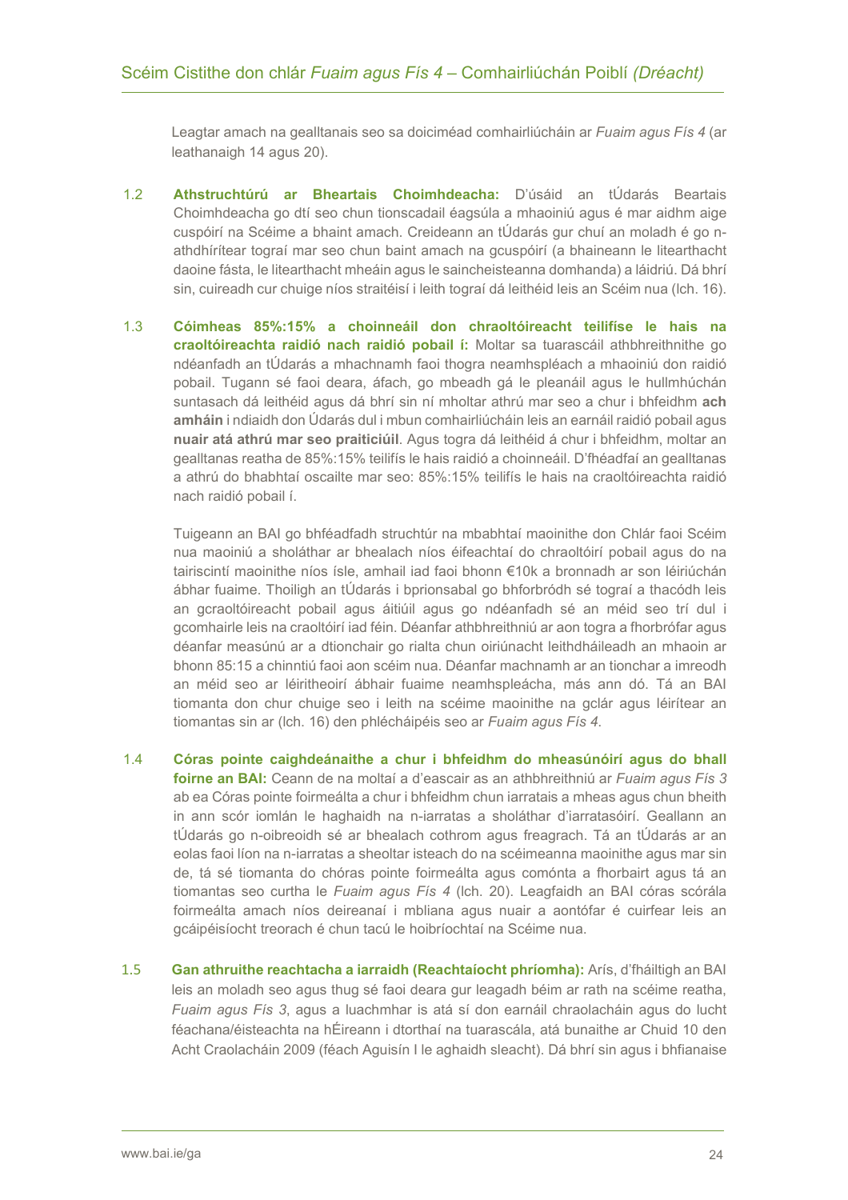Leagtar amach na gealltanais seo sa doiciméad comhairliúcháin ar *Fuaim agus Fís 4* (ar leathanaigh 14 agus 20).

1.2 **Athstruchtúrú ar Bheartais Choimhdeacha:** D'úsáid an tÚdarás Beartais Choimhdeacha go dtí seo chun tionscadail éagsúla a mhaoiniú agus é mar aidhm aige cuspóirí na Scéime a bhaint amach. Creideann an tÚdarás gur chuí an moladh é go n-athdhírítear tograí mar seo chun baint amach na gcuspóirí (a bhaineann le litearthacht daoine fásta, le litearthacht mheáin agus le saincheisteanna domhanda) a láidriú. Dá bhrí sin, cuireadh cur chuige níos straitéisí i leith tograí dá leithéid leis an Scéim nua (lch. 16).

1.3 **Cóimheas 85%:15% a choinneáil don chraoltóireacht teilifíse le hais na craoltóireachta raidió nach raidió pobail í:** Moltar sa tuarascáil athbhreithnithe go ndéanfadh an tÚdarás a mhachnamh faoi thogra neamhspléach a mhaoiniú don raidió pobail. Tugann sé faoi deara, áfach, go mbeadh gá le pleanáil agus le hullmhúchán suntasach dá leithéid agus dá bhrí sin ní mholtar athrú mar seo a chur i bhfeidhm **ach amháin** i ndiaidh don Údarás dul i mbun comhairliúcháin leis an earnáil raidió pobail agus **nuair atá athrú mar seo praiticiúil**. Agus togra dá leithéid á chur i bhfeidhm, moltar an gealltanas reatha de 85%:15% teilifís le hais raidió a choinneáil. D'fhéadfaí an gealltanas a athrú do bhabhtaí oscailte mar seo: 85%:15% teilifís le hais na craoltóireachta raidió nach raidió pobail í.

Tuigeann an BAI go bhféadfadh struchtúr na mbabhtaí maoinithe don Chlár faoi Scéim nua maoiniú a sholáthar ar bhealach níos éifeachtaí do chraoltóirí pobail agus do na tairiscintí maoinithe níos ísle, amhail iad faoi bhonn €10k a bronnadh ar son léiriúchán ábhar fuaime. Thoiligh an tÚdarás i bprionsabal go bhforbródh sé tograí a thacódh leis an gcraoltóireacht pobail agus áitiúil agus go ndéanfadh sé an méid seo trí dul i gcomhairle leis na craoltóirí iad féin. Déanfar athbhreithniú ar aon togra a fhorbrófar agus déanfar measúnú ar a dtionchair go rialta chun oiriúnacht leithdháileadh an mhaoin ar bhonn 85:15 a chinntiú faoi aon scéim nua. Déanfar machnamh ar an tionchar a imreodh an méid seo ar léiritheoirí ábhair fuaime neamhspleácha, más ann dó. Tá an BAI tiomanta don chur chuige seo i leith na scéime maoinithe na gclár agus léirítear an tiomantas sin ar (lch. 16) den phlécháipéis seo ar *Fuaim agus Fís 4*.

1.4 **Córas pointe caighdeánaithe a chur i bhfeidhm do mheasúnóirí agus do bhall foirne an BAI:** Ceann de na moltaí a d'eascair as an athbhreithniú ar *Fuaim agus Fís 3* ab ea Córas pointe foirmeálta a chur i bhfeidhm chun iarratais a mheas agus chun bheith in ann scór iomlán le haghaidh na n-iarratas a sholáthar d'iarratasóirí. Geallann an tÚdarás go n-oibreoidh sé ar bhealach cothrom agus freagrach. Tá an tÚdarás ar an eolas faoi líon na n-iarratas a sheoltar isteach do na scéimeanna maoinithe agus mar sin de, tá sé tiomanta do chóras pointe foirmeálta agus comónta a fhorbairt agus tá an tiomantas seo curtha le *Fuaim agus Fís 4* (lch. 20). Leagfaidh an BAI córas scórála foirmeálta amach níos deireanaí i mbliana agus nuair a aontófar é cuirfear leis an gcáipéisíocht treorach é chun tacú le hoibríochtaí na Scéime nua.

1.5 **Gan athruithe reachtacha a iarraidh (Reachtaíocht phríomha):** Arís, d'fháiltigh an BAI leis an moladh seo agus thug sé faoi deara gur leagadh béim ar rath na scéime reatha, *Fuaim agus Fís 3*, agus a luachmhar is atá sí don earnáil chraolacháin agus do lucht féachana/éisteachta na hÉireann i dtorthaí na tuarascála, atá bunaithe ar Chuid 10 den Acht Craolacháin 2009 (féach Aguisín I le aghaidh sleacht). Dá bhrí sin agus i bhfianaise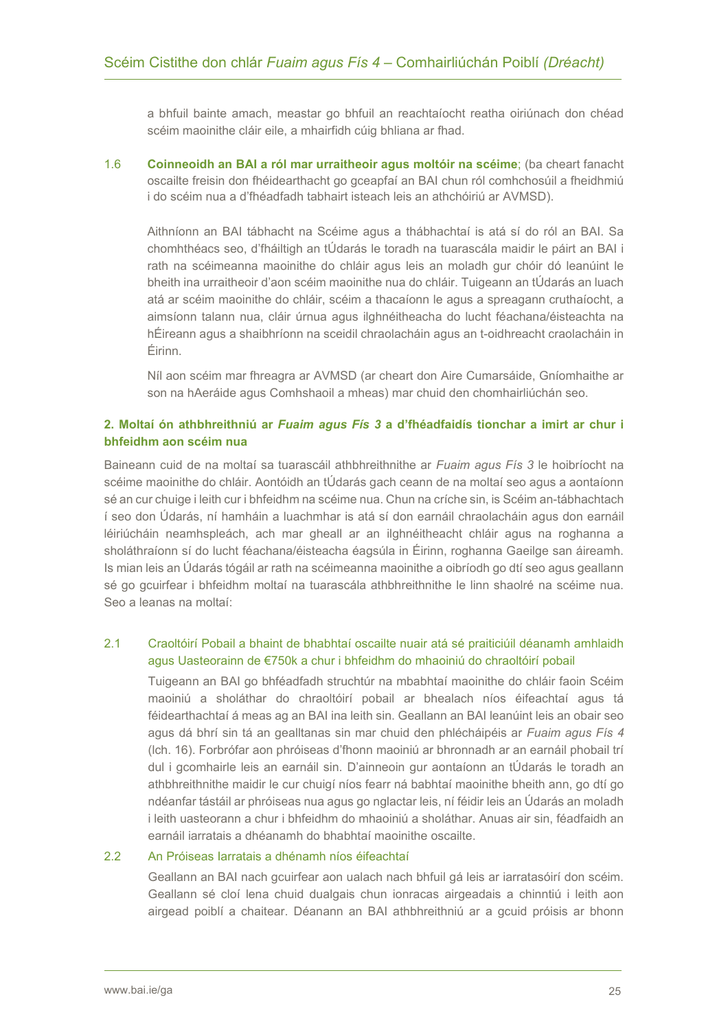a bhfuil bainte amach, meastar go bhfuil an reachtaíocht reatha oiriúnach don chéad scéim maoinithe cláir eile, a mhairfidh cúig bhliana ar fhad.

1.6 **Coinneoidh an BAI a ról mar urraitheoir agus moltóir na scéime**; (ba cheart fanacht oscailte freisin don fhéidearthacht go gceapfaí an BAI chun ról comhchosúil a fheidhmiú i do scéim nua a d'fhéadfadh tabhairt isteach leis an athchóiriú ar AVMSD).

Aithníonn an BAI tábhacht na Scéime agus a thábhachtaí is atá sí do ról an BAI. Sa chomhthéacs seo, d'fháiltigh an tÚdarás le toradh na tuarascála maidir le páirt an BAI i rath na scéimeanna maoinithe do chláir agus leis an moladh gur chóir dó leanúint le bheith ina urraitheoir d'aon scéim maoinithe nua do chláir. Tuigeann an tÚdarás an luach atá ar scéim maoinithe do chláir, scéim a thacaíonn le agus a spreagann cruthaíocht, a aimsíonn talann nua, cláir úrnua agus ilghnéitheacha do lucht féachana/éisteachta na hÉireann agus a shaibhríonn na sceidil chraolacháin agus an t-oidhreacht craolacháin in Éirinn.

Níl aon scéim mar fhreagra ar AVMSD (ar cheart don Aire Cumarsáide, Gníomhaithe ar son na hAeráide agus Comhshaoil a mheas) mar chuid den chomhairliúchán seo.

## 2. Moltaí ón athbhreithniú ar *Fuaim agus Fís 3* a d'fhéadfaidís tionchar a imirt ar chur i bhfeidhm aon scéim nua

Baineann cuid de na moltaí sa tuarascáil athbhreithnithe ar *Fuaim agus Fís 3* le hoibríocht na scéime maoinithe do chláir. Aontóidh an tÚdarás gach ceann de na moltaí seo agus a aontaíonn sé an cur chuige i leith cur i bhfeidhm na scéime nua. Chun na críche sin, is Scéim an-tábhachtach í seo don Údarás, ní hamháin a luachmhar is atá sí don earnáil chraolacháin agus don earnáil léiriúcháin neamhspleách, ach mar gheall ar an ilghnéitheacht chláir agus na roghanna a sholáthraíonn sí do lucht féachana/éisteacha éagsúla in Éirinn, roghanna Gaeilge san áireamh. Is mian leis an Údarás tógáil ar rath na scéimeanna maoinithe a oibríodh go dtí seo agus geallann sé go gcuirfear i bhfeidhm moltaí na tuarascála athbhreithnithe le linn shaolré na scéime nua. Seo a leanas na moltaí:

2.1 Craoltóirí Pobail a bhaint de bhabhtaí oscailte nuair atá sé praiticiúil déanamh amhlaidh agus Uasteorainn de €750k a chur i bhfeidhm do mhaoiniú do chraoltóirí pobail

Tuigeann an BAI go bhféadfadh struchtúr na mbabhtaí maoinithe do chláir faoin Scéim maoiniú a sholáthar do chraoltóirí pobail ar bhealach níos éifeachtaí agus tá féidearthachtaí á meas ag an BAI ina leith sin. Geallann an BAI leanúint leis an obair seo agus dá bhrí sin tá an gealltanas sin mar chuid den phlécháipéis ar *Fuaim agus Fís 4* (lch. 16). Forbrófar aon phróiseas d'fhonn maoiniú ar bhronnadh ar an earnáil phobail trí dul i gcomhairle leis an earnáil sin. D'ainneoin gur aontaíonn an tÚdarás le toradh an athbhreithnithe maidir le cur chuigí níos fearr ná babhtaí maoinithe bheith ann, go dtí go ndéanfar tástáil ar phróiseas nua agus go nglactar leis, ní féidir leis an Údarás an moladh i leith uasteorann a chur i bhfeidhm do mhaoiniú a sholáthar. Anuas air sin, féadfaidh an earnáil iarratais a dhéanamh do bhabhtaí maoinithe oscailte.

2.2 An Próiseas Iarratais a dhénamh níos éifeachtaí

Geallann an BAI nach gcuirfear aon ualach nach bhfuil gá leis ar iarratasóirí don scéim. Geallann sé cloí lena chuid dualgais chun ionracas airgeadais a chinntiú i leith aon airgead poiblí a chaitear. Déanann an BAI athbhreithniú ar a gcuid próisis ar bhonn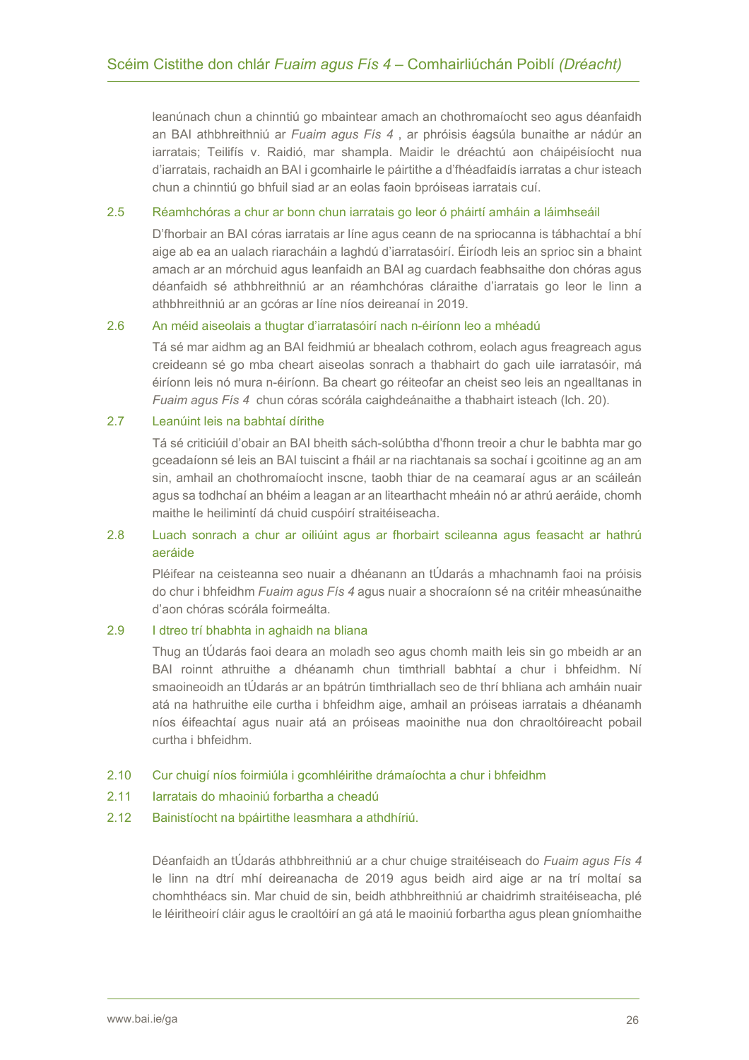leanúnach chun a chinntiú go mbaintear amach an chothromaíocht seo agus déanfaidh an BAI athbhreithniú ar *Fuaim agus Fís 4* , ar phróisis éagsúla bunaithe ar nádúr an iarratais; Teilifís v. Raidió, mar shampla. Maidir le dréachtú aon cháipéisíocht nua d'iarratais, rachaidh an BAI i gcomhairle le páirtithe a d'fhéadfaidís iarratas a chur isteach chun a chinntiú go bhfuil siad ar an eolas faoin bpróiseas iarratais cuí.

### 2.5 Réamhchóras a chur ar bonn chun iarratais go leor ó pháirtí amháin a láimhseáil

D'fhorbair an BAI córas iarratais ar líne agus ceann de na spriocanna is tábhachtaí a bhí aige ab ea an ualach riaracháin a laghdú d'iarratasóirí. Éiríodh leis an sprioc sin a bhaint amach ar an mórchuid agus leanfaidh an BAI ag cuardach feabhsaithe don chóras agus déanfaidh sé athbhreithniú ar an réamhchóras cláraithe d'iarratais go leor le linn a athbhreithniú ar an gcóras ar líne níos deireanaí in 2019.

### 2.6 An méid aiseolais a thugtar d'iarratasóirí nach n-éiríonn leo a mhéadú

Tá sé mar aidhm ag an BAI feidhmiú ar bhealach cothrom, eolach agus freagreach agus creideann sé go mba cheart aiseolas sonrach a thabhairt do gach uile iarratasóir, má éiríonn leis nó mura n-éiríonn. Ba cheart go réiteofar an cheist seo leis an ngealltanas in *Fuaim agus Fís 4* chun córas scórála caighdeánaithe a thabhairt isteach (lch. 20).

### 2.7 Leanúint leis na babhtaí dírithe

Tá sé criticiúil d'obair an BAI bheith sách-solúbtha d'fhonn treoir a chur le babhta mar go gceadaíonn sé leis an BAI tuiscint a fháil ar na riachtanais sa sochaí i gcoitinne ag an am sin, amhail an chothromaíocht inscne, taobh thiar de na ceamaraí agus ar an scáileán agus sa todhchaí an bhéim a leagan ar an litearthacht mheáin nó ar athrú aeráide, chomh maithe le heilimintí dá chuid cuspóirí straitéiseacha.

### 2.8 Luach sonrach a chur ar oiliúint agus ar fhorbairt scileanna agus feasacht ar hathrú aeráide

Pléifear na ceisteanna seo nuair a dhéanann an tÚdarás a mhachnamh faoi na próisis do chur i bhfeidhm *Fuaim agus Fís 4* agus nuair a shocraíonn sé na critéir mheasúnaithe d'aon chóras scórála foirmeálta.

### 2.9 I dtreo trí bhabhta in aghaidh na bliana

Thug an tÚdarás faoi deara an moladh seo agus chomh maith leis sin go mbeidh ar an BAI roinnt athruithe a dhéanamh chun timthriall babhtaí a chur i bhfeidhm. Ní smaoineoidh an tÚdarás ar an bpátrún timthriallach seo de thrí bhliana ach amháin nuair atá na hathruithe eile curtha i bhfeidhm aige, amhail an próiseas iarratais a dhéanamh níos éifeachtaí agus nuair atá an próiseas maoinithe nua don chraoltóireacht pobail curtha i bhfeidhm.

### 2.10 Cur chuigí níos foirmiúla i gcomhléirithe drámaíochta a chur i bhfeidhm

### 2.11 Iarratais do mhaoiniú forbartha a cheadú

### 2.12 Bainistíocht na bpáirtithe leasmhara a athdhíriú.

Déanfaidh an tÚdarás athbhreithniú ar a chur chuige straitéiseach do *Fuaim agus Fís 4* le linn na dtrí mhí deireanacha de 2019 agus beidh aird aige ar na trí moltaí sa chomhthéacs sin. Mar chuid de sin, beidh athbhreithniú ar chaidrimh straitéiseacha, plé le léiritheoirí cláir agus le craoltóirí an gá atá le maoiniú forbartha agus plean gníomhaithe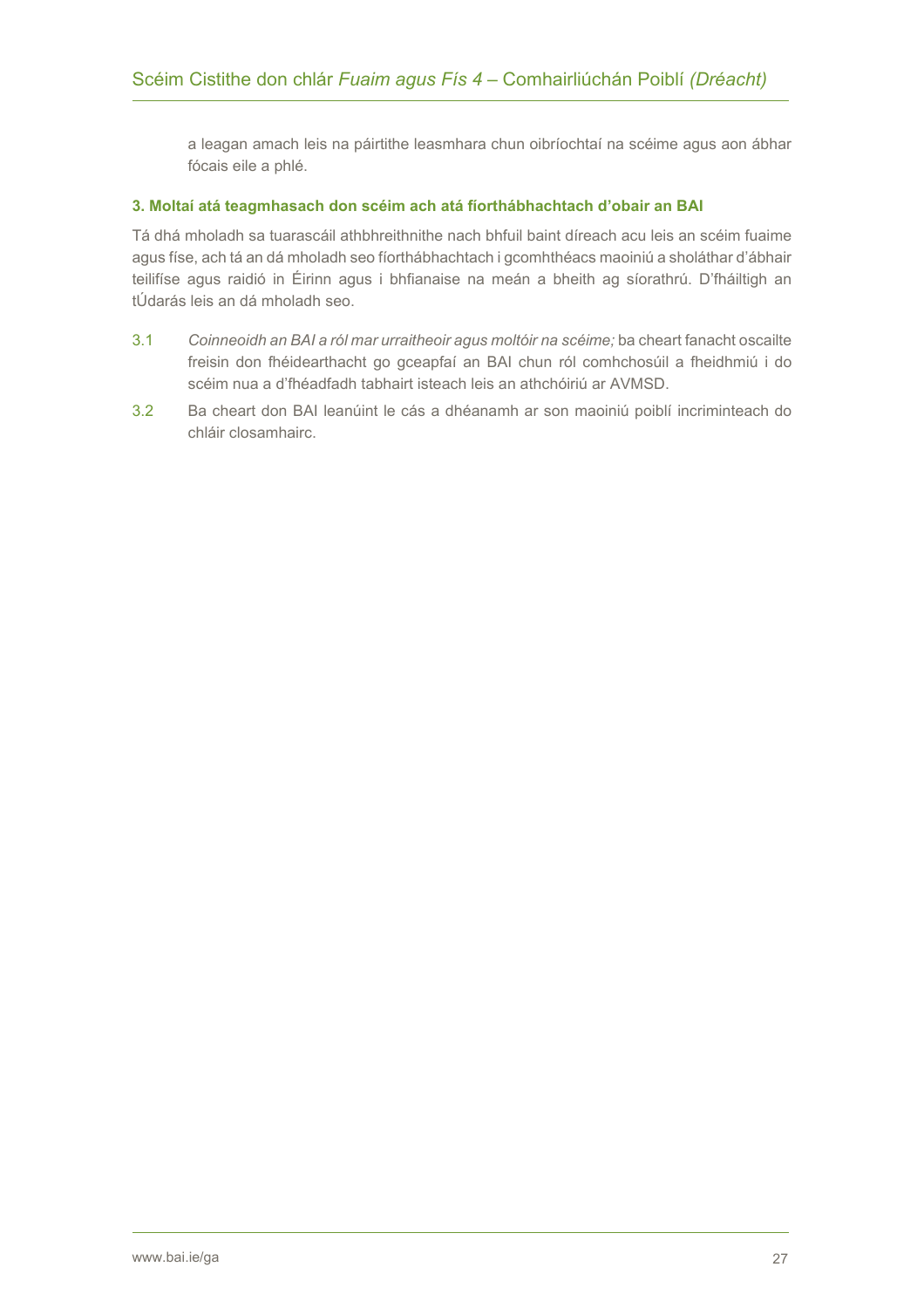a leagan amach leis na páirtithe leasmhara chun oibríochtaí na scéime agus aon ábhar fócais eile a phlé.

### 3. Moltaí atá teagmhasach don scéim ach atá fíorthábhachtach d'obair an BAI

Tá dhá mholadh sa tuarascáil athbhreithnithe nach bhfuil baint díreach acu leis an scéim fuaime agus físe, ach tá an dá mholadh seo fíorthábhachtach i gcomhthéacs maoiniú a sholáthar d'ábhair teilifíse agus raidió in Éirinn agus i bhfianaise na meán a bheith ag síorathrú. D'fháiltigh an tÚdarás leis an dá mholadh seo.

3.1 *Coinneoidh an BAI a ról mar urraitheoir agus moltóir na scéime;* ba cheart fanacht oscailte freisin don fhéidearthacht go gceapfaí an BAI chun ról comhchosúil a fheidhmiú i do scéim nua a d'fhéadfadh tabhairt isteach leis an athchóiriú ar AVMSD.

3.2 Ba cheart don BAI leanúint le cás a dhéanamh ar son maoiniú poiblí incriminteach do chláir closamhairc.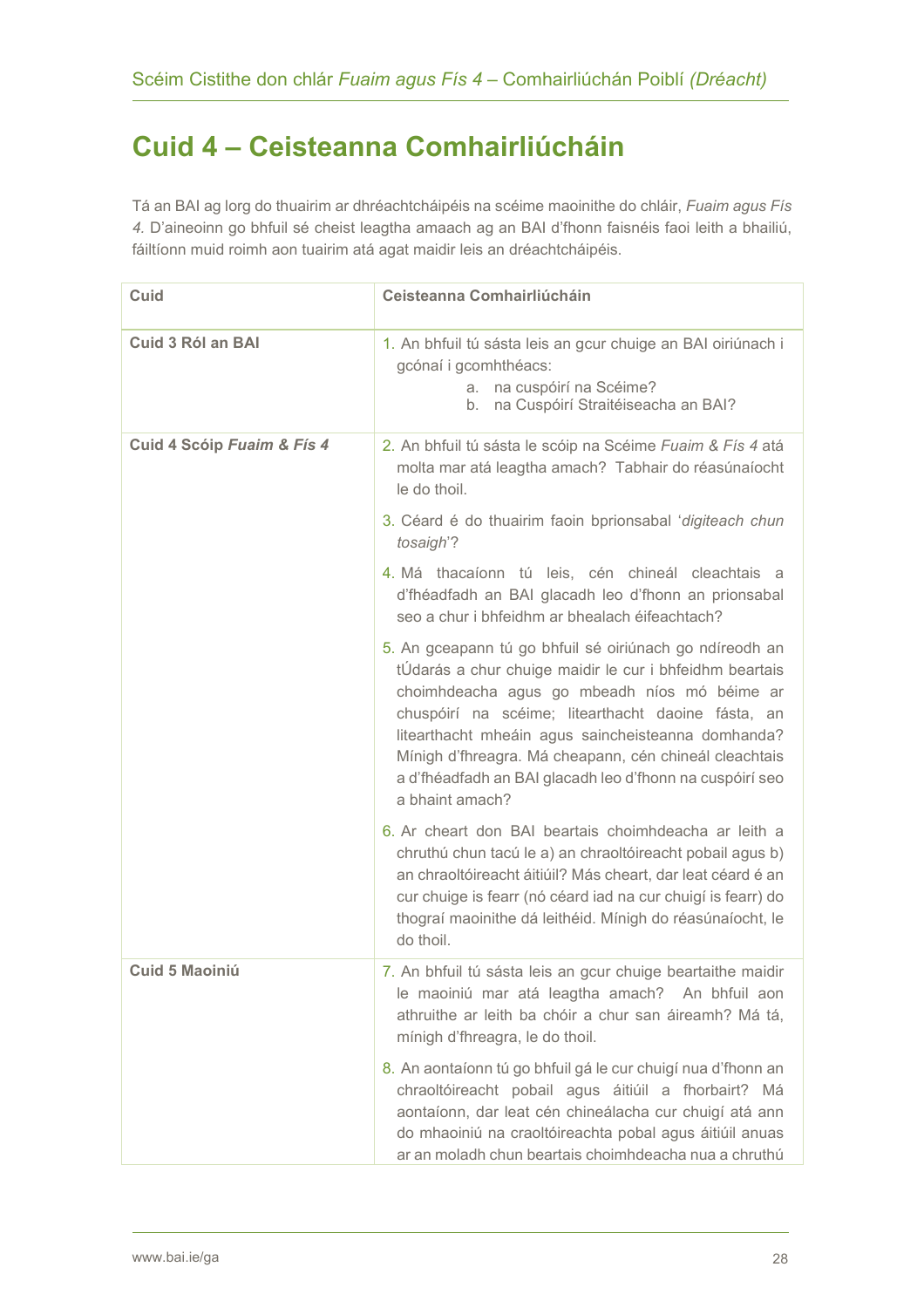# Cuid 4 – Ceisteanna Comhairliúcháin

Tá an BAI ag lorg do thuairim ar dhréachtcháipéis na scéime maoinithe do chláir, *Fuaim agus Fís 4*. D'aineoinn go bhfuil sé cheist leagtha amaach ag an BAI d'fhonn faisnéis faoi leith a bhailiú, fáiltíonn muid roimh aon tuairim atá agat maidir leis an dréachtcháipéis.

| Cuid | Ceisteanna Comhairliúcháin |
| --- | --- |
| **Cuid 3 Ról an BAI** | 1. An bhfuil tú sásta leis an gcur chuige an BAI oiriúnach i gcónaí i gcomhthéacs:<br>a. na cuspóirí na Scéime?<br>b. na Cuspóirí Straitéiseacha an BAI? |
| **Cuid 4 Scóip *Fuaim & Fís 4*** | 2. An bhfuil tú sásta le scóip na Scéime *Fuaim & Fís 4* atá molta mar atá leagtha amach? Tabhair do réasúnaíocht le do thoil.<br>3. Céard é do thuairim faoin bprionsabal '*digiteach chun tosaigh*'?<br>4. Má thacaíonn tú leis, cén chineál cleachtais a d'fhéadfadh an BAI glacadh leo d'fhonn an prionsabal seo a chur i bhfeidhm ar bhealach éifeachtach?<br>5. An gceapann tú go bhfuil sé oiriúnach go ndíreodh an tÚdarás a chur chuige maidir le cur i bhfeidhm beartais choimhdeacha agus go mbeadh níos mó béime ar chuspóirí na scéime; litearthacht daoine fásta, an litearthacht mheáin agus saincheisteanna domhanda? Mínigh d'fhreagra. Má cheapann, cén chineál cleachtais a d'fhéadfadh an BAI glacadh leo d'fhonn na cuspóírí seo a bhaint amach?<br>6. Ar cheart don BAI beartais choimhdeacha ar leith a chruthú chun tacú le a) an chraoltóireacht pobail agus b) an chraoltóireacht áitiúil? Más cheart, dar leat céard é an cur chuige is fearr (nó céard iad na cur chuigí is fearr) do thograí maoinithe dá leithéid. Mínigh do réasúnaíocht, le do thoil. |
| **Cuid 5 Maoiniú** | 7. An bhfuil tú sásta leis an gcur chuige beartaithe maidir le maoiniú mar atá leagtha amach? An bhfuil aon athruithe ar leith ba chóir a chur san áireamh? Má tá, mínigh d'fhreagra, le do thoil.<br>8. An aontaíonn tú go bhfuil gá le cur chuigí nua d'fhonn an chraoltóireacht pobail agus áitiúil a fhorbairt? Má aontaíonn, dar leat cén chineálacha cur chuigí atá ann do mhaoiniú na craoltóireachta pobal agus áitiúil anuas ar an moladh chun beartais choimhdeacha nua a chruthú |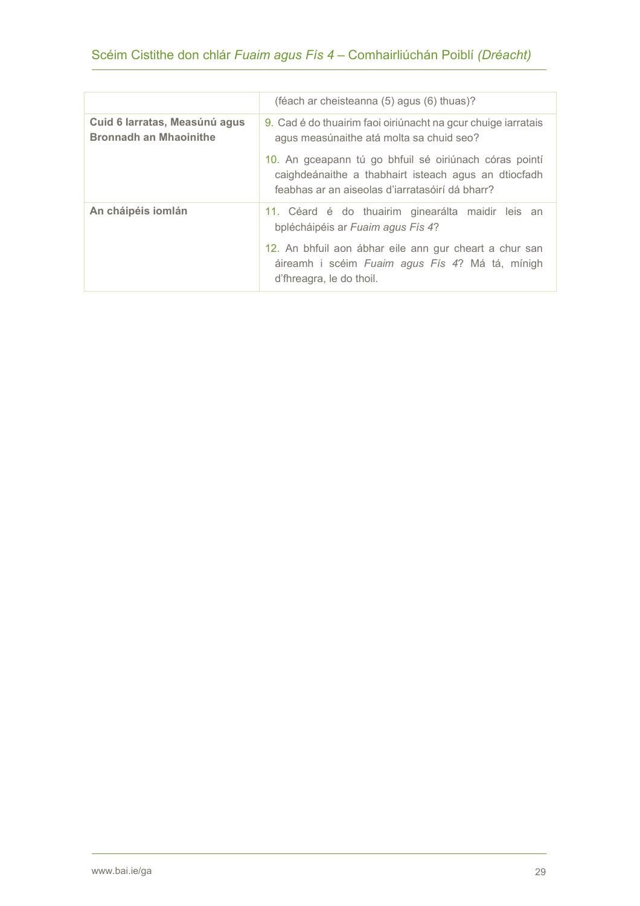| | |
|---|---|
| | (féach ar cheisteanna (5) agus (6) thuas)? |
| **Cuid 6 Iarratas, Measúnú agus Bronnadh an Mhaoinithe** | 9. Cad é do thuairim faoi oiriúnacht na gcur chuige iarratais agus measúnaithe atá molta sa chuid seo?<br><br>10. An gceapann tú go bhfuil sé oiriúnach córas pointí caighdeánaithe a thabhairt isteach agus an dtiocfadh feabhas ar an aiseolas d'iarratasóirí dá bharr? |
| **An cháipéis iomlán** | 11. Céard é do thuairim ginearálta maidir leis an bpléchthe cháipéis ar *Fuaim agus Fís 4*?<br><br>12. An bhfuil aon ábhar eile ann gur cheart a chur san áireamh i scéim *Fuaim agus Fís 4*? Má tá, mínigh d'fhreagra, le do thoil. |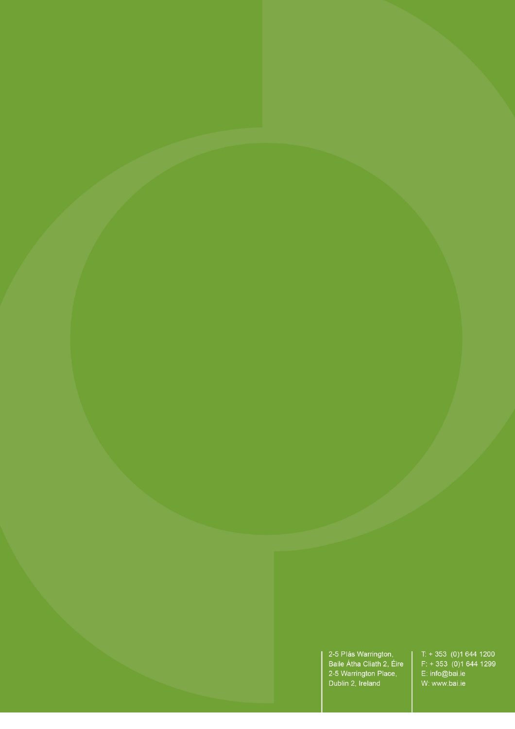2-5 Plás Warrington,
Baile Átha Cliath 2, Éire
2-5 Warrington Place,
Dublin 2, Ireland

T: + 353 (0)1 644 1200
F: + 353 (0)1 644 1299
E: info@bai.ie
W: www.bai.ie